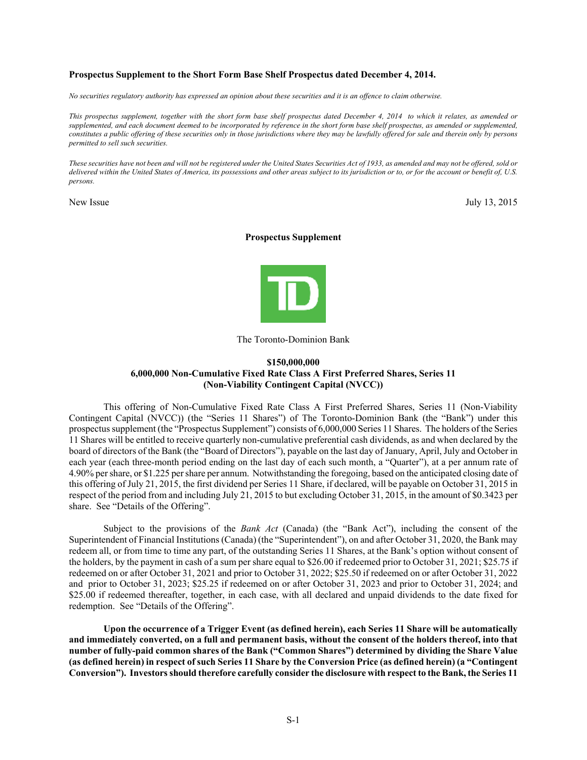**Prospectus Supplement to the Short Form Base Shelf Prospectus dated December 4, 2014.**

*No securities regulatory authority has expressed an opinion about these securities and it is an offence to claim otherwise.*

*This prospectus supplement, together with the short form base shelf prospectus dated December 4, 2014 to which it relates, as amended or supplemented, and each document deemed to be incorporated by reference in the short form base shelf prospectus, as amended or supplemented, constitutes a public offering of these securities only in those jurisdictions where they may be lawfully offered for sale and therein only by persons permitted to sell such securities.*

*These securities have not been and will not be registered under the United States Securities Act of 1933, as amended and may not be offered, sold or delivered within the United States of America, its possessions and other areas subject to its jurisdiction or to, or for the account or benefit of, U.S. persons.*

New Issue July 13, 2015

**Prospectus Supplement**

The Toronto-Dominion Bank

**$150,000,000**
**6,000,000 Non-Cumulative Fixed Rate Class A First Preferred Shares, Series 11**
**(Non-Viability Contingent Capital (NVCC))**

This offering of Non-Cumulative Fixed Rate Class A First Preferred Shares, Series 11 (Non-Viability Contingent Capital (NVCC)) (the "Series 11 Shares") of The Toronto-Dominion Bank (the "Bank") under this prospectus supplement (the "Prospectus Supplement") consists of 6,000,000 Series 11 Shares. The holders of the Series 11 Shares will be entitled to receive quarterly non-cumulative preferential cash dividends, as and when declared by the board of directors of the Bank (the "Board of Directors"), payable on the last day of January, April, July and October in each year (each three-month period ending on the last day of each such month, a "Quarter"), at a per annum rate of 4.90% per share, or $1.225 per share per annum. Notwithstanding the foregoing, based on the anticipated closing date of this offering of July 21, 2015, the first dividend per Series 11 Share, if declared, will be payable on October 31, 2015 in respect of the period from and including July 21, 2015 to but excluding October 31, 2015, in the amount of $0.3423 per share. See "Details of the Offering".

Subject to the provisions of the *Bank Act* (Canada) (the "Bank Act"), including the consent of the Superintendent of Financial Institutions (Canada) (the "Superintendent"), on and after October 31, 2020, the Bank may redeem all, or from time to time any part, of the outstanding Series 11 Shares, at the Bank's option without consent of the holders, by the payment in cash of a sum per share equal to $26.00 if redeemed prior to October 31, 2021; $25.75 if redeemed on or after October 31, 2021 and prior to October 31, 2022; $25.50 if redeemed on or after October 31, 2022 and prior to October 31, 2023; $25.25 if redeemed on or after October 31, 2023 and prior to October 31, 2024; and $25.00 if redeemed thereafter, together, in each case, with all declared and unpaid dividends to the date fixed for redemption. See "Details of the Offering".

**Upon the occurrence of a Trigger Event (as defined herein), each Series 11 Share will be automatically and immediately converted, on a full and permanent basis, without the consent of the holders thereof, into that number of fully-paid common shares of the Bank ("Common Shares") determined by dividing the Share Value (as defined herein) in respect of such Series 11 Share by the Conversion Price (as defined herein) (a "Contingent Conversion"). Investors should therefore carefully consider the disclosure with respect to the Bank, the Series 11**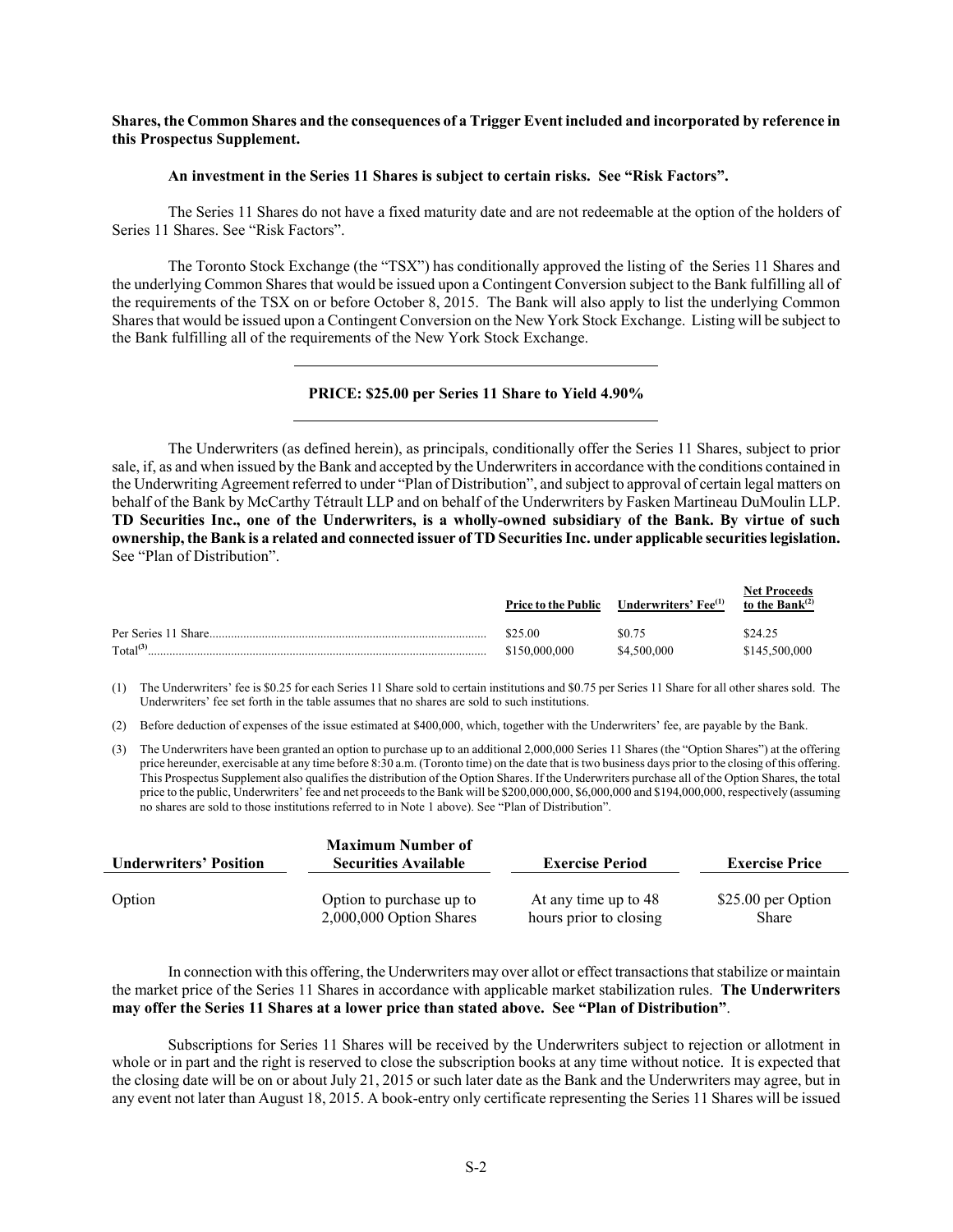**Shares, the Common Shares and the consequences of a Trigger Event included and incorporated by reference in this Prospectus Supplement.**

**An investment in the Series 11 Shares is subject to certain risks. See "Risk Factors".**

The Series 11 Shares do not have a fixed maturity date and are not redeemable at the option of the holders of Series 11 Shares. See "Risk Factors".

The Toronto Stock Exchange (the "TSX") has conditionally approved the listing of the Series 11 Shares and the underlying Common Shares that would be issued upon a Contingent Conversion subject to the Bank fulfilling all of the requirements of the TSX on or before October 8, 2015. The Bank will also apply to list the underlying Common Shares that would be issued upon a Contingent Conversion on the New York Stock Exchange. Listing will be subject to the Bank fulfilling all of the requirements of the New York Stock Exchange.

---

**PRICE: $25.00 per Series 11 Share to Yield 4.90%**

---

The Underwriters (as defined herein), as principals, conditionally offer the Series 11 Shares, subject to prior sale, if, as and when issued by the Bank and accepted by the Underwriters in accordance with the conditions contained in the Underwriting Agreement referred to under "Plan of Distribution", and subject to approval of certain legal matters on behalf of the Bank by McCarthy Tétrault LLP and on behalf of the Underwriters by Fasken Martineau DuMoulin LLP. **TD Securities Inc., one of the Underwriters, is a wholly-owned subsidiary of the Bank. By virtue of such ownership, the Bank is a related and connected issuer of TD Securities Inc. under applicable securities legislation.** See "Plan of Distribution".

| | Price to the Public | Underwriters' Fee[(1)] | Net Proceeds to the Bank[(2)] |
|---|---|---|---|
| Per Series 11 Share | $25.00 | $0.75 | $24.25 |
| Total[(3)] | $150,000,000 | $4,500,000 | $145,500,000 |

(1) The Underwriters' fee is $0.25 for each Series 11 Share sold to certain institutions and $0.75 per Series 11 Share for all other shares sold. The Underwriters' fee set forth in the table assumes that no shares are sold to such institutions.

(2) Before deduction of expenses of the issue estimated at $400,000, which, together with the Underwriters' fee, are payable by the Bank.

(3) The Underwriters have been granted an option to purchase up to an additional 2,000,000 Series 11 Shares (the "Option Shares") at the offering price hereunder, exercisable at any time before 8:30 a.m. (Toronto time) on the date that is two business days prior to the closing of this offering. This Prospectus Supplement also qualifies the distribution of the Option Shares. If the Underwriters purchase all of the Option Shares, the total price to the public, Underwriters' fee and net proceeds to the Bank will be $200,000,000, $6,000,000 and $194,000,000, respectively (assuming no shares are sold to those institutions referred to in Note 1 above). See "Plan of Distribution".

| Underwriters' Position | Maximum Number of Securities Available | Exercise Period | Exercise Price |
|---|---|---|---|
| Option | Option to purchase up to 2,000,000 Option Shares | At any time up to 48 hours prior to closing | $25.00 per Option Share |

In connection with this offering, the Underwriters may over allot or effect transactions that stabilize or maintain the market price of the Series 11 Shares in accordance with applicable market stabilization rules. **The Underwriters may offer the Series 11 Shares at a lower price than stated above. See "Plan of Distribution"**.

Subscriptions for Series 11 Shares will be received by the Underwriters subject to rejection or allotment in whole or in part and the right is reserved to close the subscription books at any time without notice. It is expected that the closing date will be on or about July 21, 2015 or such later date as the Bank and the Underwriters may agree, but in any event not later than August 18, 2015. A book-entry only certificate representing the Series 11 Shares will be issued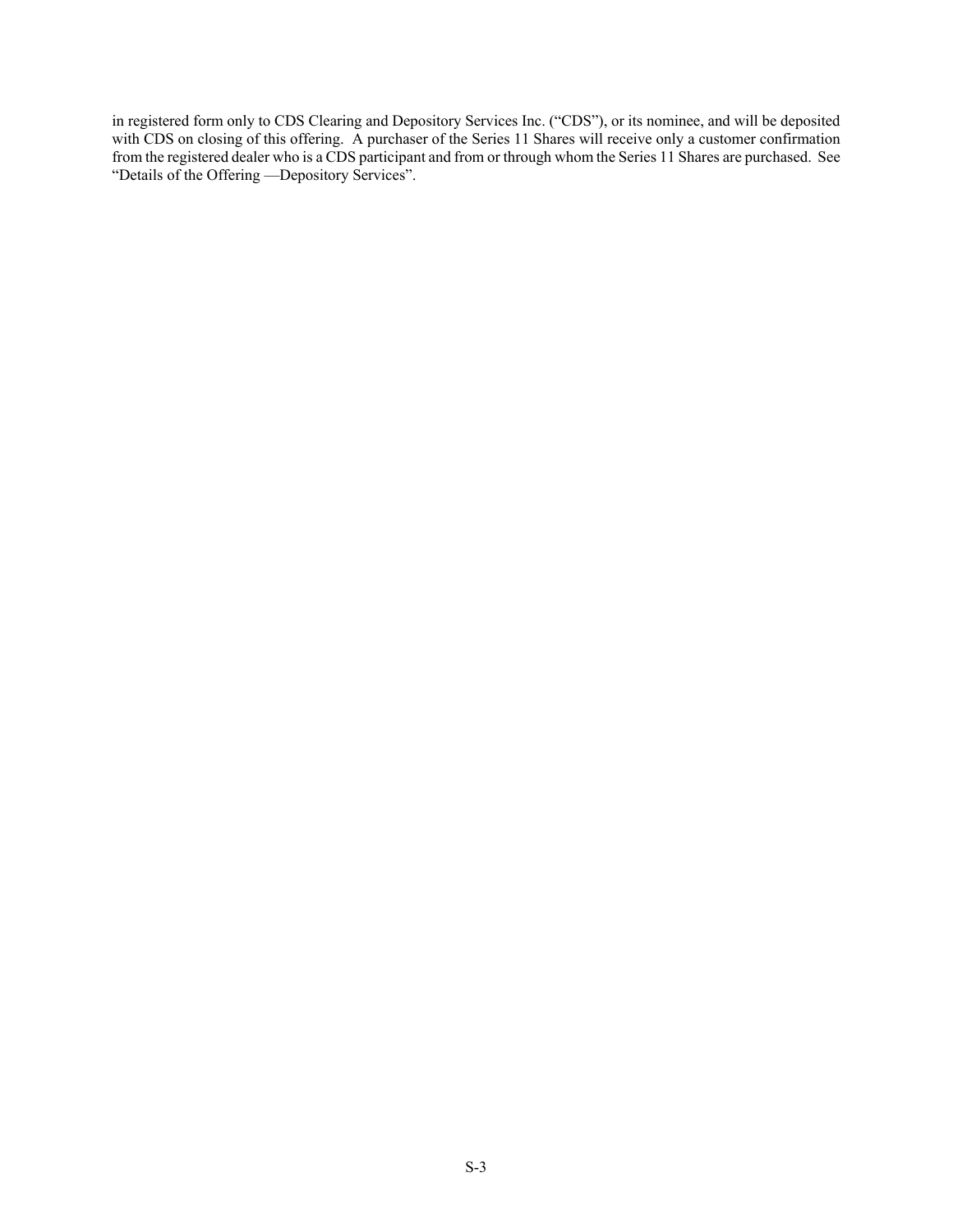in registered form only to CDS Clearing and Depository Services Inc. ("CDS"), or its nominee, and will be deposited with CDS on closing of this offering. A purchaser of the Series 11 Shares will receive only a customer confirmation from the registered dealer who is a CDS participant and from or through whom the Series 11 Shares are purchased. See "Details of the Offering —Depository Services".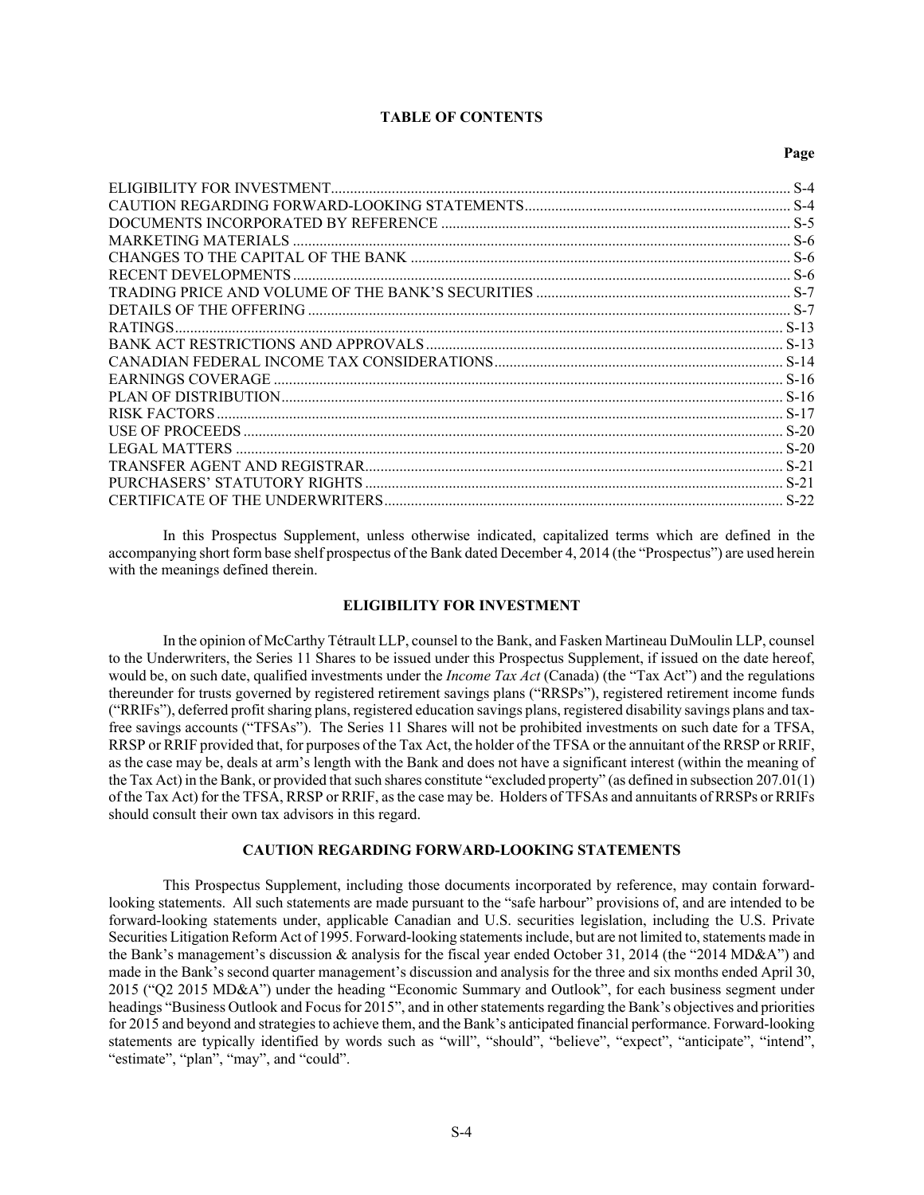## TABLE OF CONTENTS

| | Page |
|---|---|
| ELIGIBILITY FOR INVESTMENT | S-4 |
| CAUTION REGARDING FORWARD-LOOKING STATEMENTS | S-4 |
| DOCUMENTS INCORPORATED BY REFERENCE | S-5 |
| MARKETING MATERIALS | S-6 |
| CHANGES TO THE CAPITAL OF THE BANK | S-6 |
| RECENT DEVELOPMENTS | S-6 |
| TRADING PRICE AND VOLUME OF THE BANK'S SECURITIES | S-7 |
| DETAILS OF THE OFFERING | S-7 |
| RATINGS | S-13 |
| BANK ACT RESTRICTIONS AND APPROVALS | S-13 |
| CANADIAN FEDERAL INCOME TAX CONSIDERATIONS | S-14 |
| EARNINGS COVERAGE | S-16 |
| PLAN OF DISTRIBUTION | S-16 |
| RISK FACTORS | S-17 |
| USE OF PROCEEDS | S-20 |
| LEGAL MATTERS | S-20 |
| TRANSFER AGENT AND REGISTRAR | S-21 |
| PURCHASERS' STATUTORY RIGHTS | S-21 |
| CERTIFICATE OF THE UNDERWRITERS | S-22 |

In this Prospectus Supplement, unless otherwise indicated, capitalized terms which are defined in the accompanying short form base shelf prospectus of the Bank dated December 4, 2014 (the "Prospectus") are used herein with the meanings defined therein.

## ELIGIBILITY FOR INVESTMENT

In the opinion of McCarthy Tétrault LLP, counsel to the Bank, and Fasken Martineau DuMoulin LLP, counsel to the Underwriters, the Series 11 Shares to be issued under this Prospectus Supplement, if issued on the date hereof, would be, on such date, qualified investments under the *Income Tax Act* (Canada) (the "Tax Act") and the regulations thereunder for trusts governed by registered retirement savings plans ("RRSPs"), registered retirement income funds ("RRIFs"), deferred profit sharing plans, registered education savings plans, registered disability savings plans and tax-free savings accounts ("TFSAs"). The Series 11 Shares will not be prohibited investments on such date for a TFSA, RRSP or RRIF provided that, for purposes of the Tax Act, the holder of the TFSA or the annuitant of the RRSP or RRIF, as the case may be, deals at arm's length with the Bank and does not have a significant interest (within the meaning of the Tax Act) in the Bank, or provided that such shares constitute "excluded property" (as defined in subsection 207.01(1) of the Tax Act) for the TFSA, RRSP or RRIF, as the case may be. Holders of TFSAs and annuitants of RRSPs or RRIFs should consult their own tax advisors in this regard.

## CAUTION REGARDING FORWARD-LOOKING STATEMENTS

This Prospectus Supplement, including those documents incorporated by reference, may contain forward-looking statements. All such statements are made pursuant to the "safe harbour" provisions of, and are intended to be forward-looking statements under, applicable Canadian and U.S. securities legislation, including the U.S. Private Securities Litigation Reform Act of 1995. Forward-looking statements include, but are not limited to, statements made in the Bank's management's discussion & analysis for the fiscal year ended October 31, 2014 (the "2014 MD&A") and made in the Bank's second quarter management's discussion and analysis for the three and six months ended April 30, 2015 ("Q2 2015 MD&A") under the heading "Economic Summary and Outlook", for each business segment under headings "Business Outlook and Focus for 2015", and in other statements regarding the Bank's objectives and priorities for 2015 and beyond and strategies to achieve them, and the Bank's anticipated financial performance. Forward-looking statements are typically identified by words such as "will", "should", "believe", "expect", "anticipate", "intend", "estimate", "plan", "may", and "could".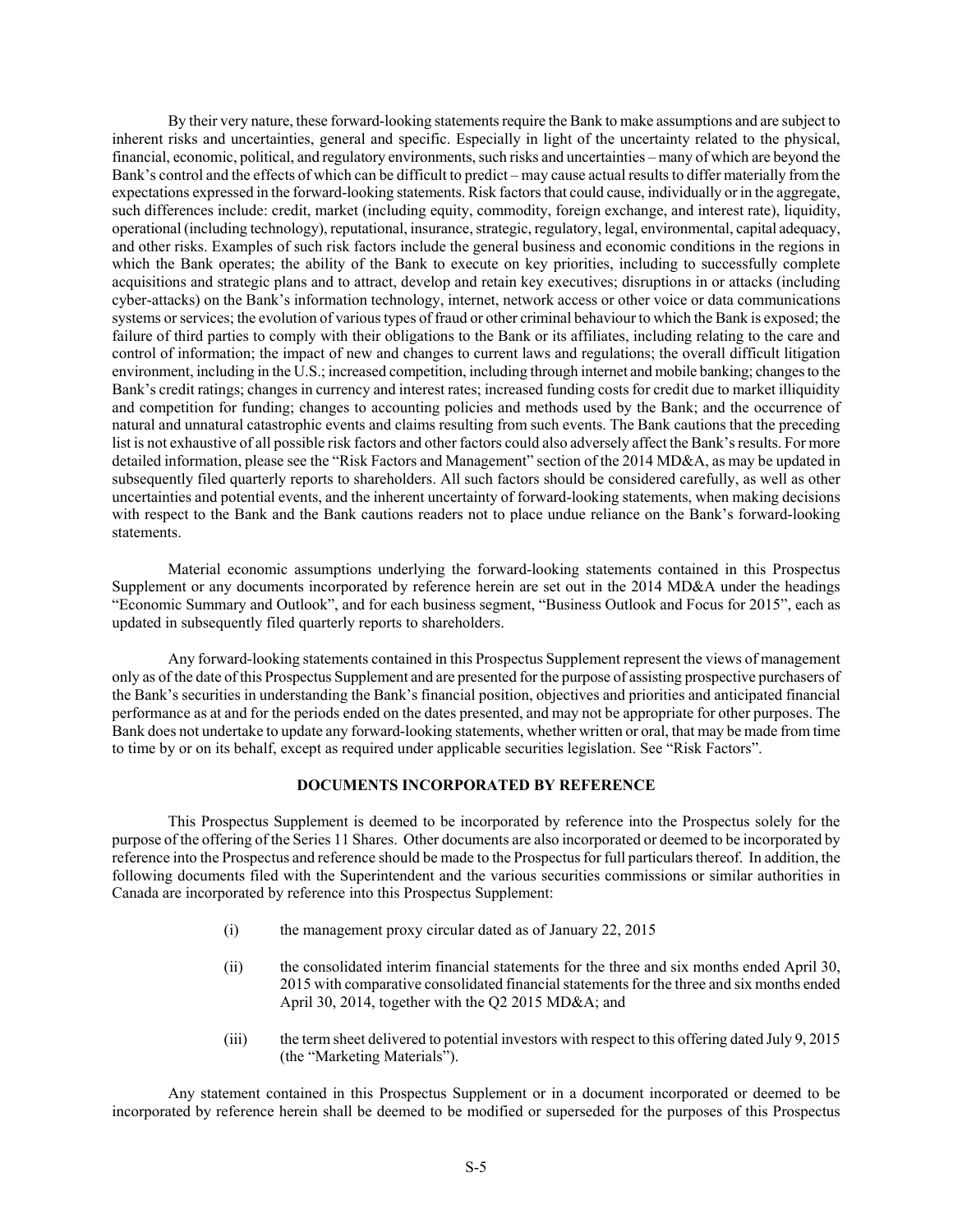By their very nature, these forward-looking statements require the Bank to make assumptions and are subject to inherent risks and uncertainties, general and specific. Especially in light of the uncertainty related to the physical, financial, economic, political, and regulatory environments, such risks and uncertainties – many of which are beyond the Bank's control and the effects of which can be difficult to predict – may cause actual results to differ materially from the expectations expressed in the forward-looking statements. Risk factors that could cause, individually or in the aggregate, such differences include: credit, market (including equity, commodity, foreign exchange, and interest rate), liquidity, operational (including technology), reputational, insurance, strategic, regulatory, legal, environmental, capital adequacy, and other risks. Examples of such risk factors include the general business and economic conditions in the regions in which the Bank operates; the ability of the Bank to execute on key priorities, including to successfully complete acquisitions and strategic plans and to attract, develop and retain key executives; disruptions in or attacks (including cyber-attacks) on the Bank's information technology, internet, network access or other voice or data communications systems or services; the evolution of various types of fraud or other criminal behaviour to which the Bank is exposed; the failure of third parties to comply with their obligations to the Bank or its affiliates, including relating to the care and control of information; the impact of new and changes to current laws and regulations; the overall difficult litigation environment, including in the U.S.; increased competition, including through internet and mobile banking; changes to the Bank's credit ratings; changes in currency and interest rates; increased funding costs for credit due to market illiquidity and competition for funding; changes to accounting policies and methods used by the Bank; and the occurrence of natural and unnatural catastrophic events and claims resulting from such events. The Bank cautions that the preceding list is not exhaustive of all possible risk factors and other factors could also adversely affect the Bank's results. For more detailed information, please see the "Risk Factors and Management" section of the 2014 MD&A, as may be updated in subsequently filed quarterly reports to shareholders. All such factors should be considered carefully, as well as other uncertainties and potential events, and the inherent uncertainty of forward-looking statements, when making decisions with respect to the Bank and the Bank cautions readers not to place undue reliance on the Bank's forward-looking statements.

Material economic assumptions underlying the forward-looking statements contained in this Prospectus Supplement or any documents incorporated by reference herein are set out in the 2014 MD&A under the headings "Economic Summary and Outlook", and for each business segment, "Business Outlook and Focus for 2015", each as updated in subsequently filed quarterly reports to shareholders.

Any forward-looking statements contained in this Prospectus Supplement represent the views of management only as of the date of this Prospectus Supplement and are presented for the purpose of assisting prospective purchasers of the Bank's securities in understanding the Bank's financial position, objectives and priorities and anticipated financial performance as at and for the periods ended on the dates presented, and may not be appropriate for other purposes. The Bank does not undertake to update any forward-looking statements, whether written or oral, that may be made from time to time by or on its behalf, except as required under applicable securities legislation. See "Risk Factors".

## DOCUMENTS INCORPORATED BY REFERENCE

This Prospectus Supplement is deemed to be incorporated by reference into the Prospectus solely for the purpose of the offering of the Series 11 Shares. Other documents are also incorporated or deemed to be incorporated by reference into the Prospectus and reference should be made to the Prospectus for full particulars thereof. In addition, the following documents filed with the Superintendent and the various securities commissions or similar authorities in Canada are incorporated by reference into this Prospectus Supplement:

(i) the management proxy circular dated as of January 22, 2015

(ii) the consolidated interim financial statements for the three and six months ended April 30, 2015 with comparative consolidated financial statements for the three and six months ended April 30, 2014, together with the Q2 2015 MD&A; and

(iii) the term sheet delivered to potential investors with respect to this offering dated July 9, 2015 (the "Marketing Materials").

Any statement contained in this Prospectus Supplement or in a document incorporated or deemed to be incorporated by reference herein shall be deemed to be modified or superseded for the purposes of this Prospectus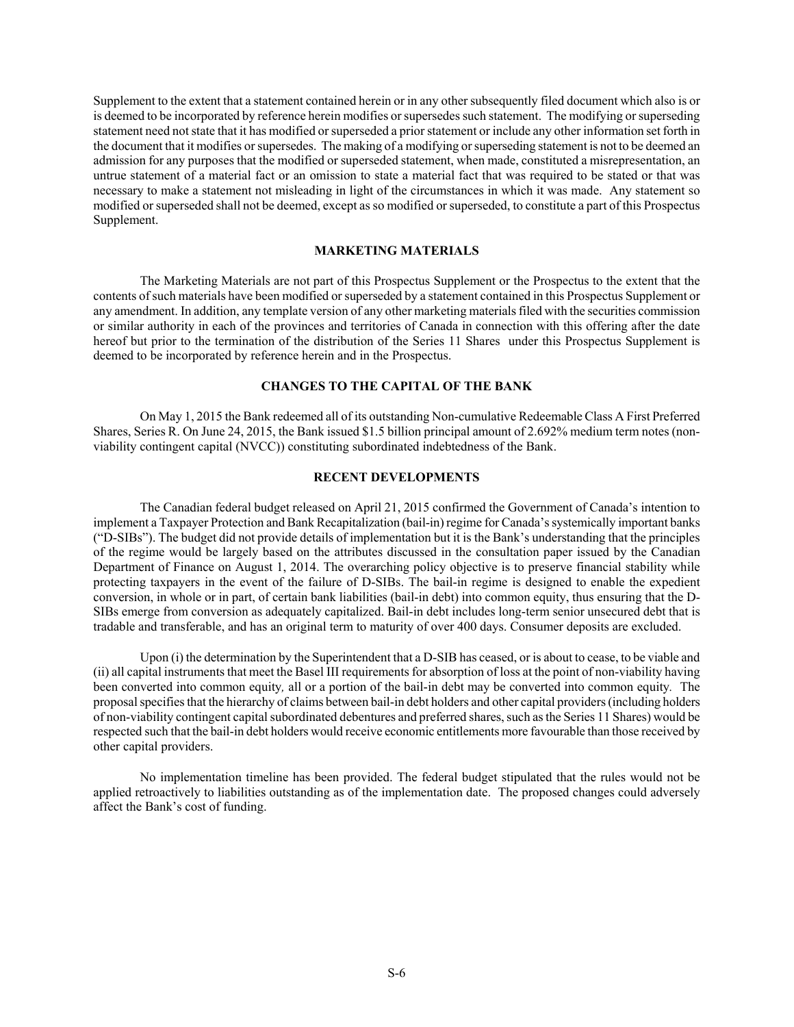Supplement to the extent that a statement contained herein or in any other subsequently filed document which also is or is deemed to be incorporated by reference herein modifies or supersedes such statement. The modifying or superseding statement need not state that it has modified or superseded a prior statement or include any other information set forth in the document that it modifies or supersedes. The making of a modifying or superseding statement is not to be deemed an admission for any purposes that the modified or superseded statement, when made, constituted a misrepresentation, an untrue statement of a material fact or an omission to state a material fact that was required to be stated or that was necessary to make a statement not misleading in light of the circumstances in which it was made. Any statement so modified or superseded shall not be deemed, except as so modified or superseded, to constitute a part of this Prospectus Supplement.

## MARKETING MATERIALS

The Marketing Materials are not part of this Prospectus Supplement or the Prospectus to the extent that the contents of such materials have been modified or superseded by a statement contained in this Prospectus Supplement or any amendment. In addition, any template version of any other marketing materials filed with the securities commission or similar authority in each of the provinces and territories of Canada in connection with this offering after the date hereof but prior to the termination of the distribution of the Series 11 Shares under this Prospectus Supplement is deemed to be incorporated by reference herein and in the Prospectus.

## CHANGES TO THE CAPITAL OF THE BANK

On May 1, 2015 the Bank redeemed all of its outstanding Non-cumulative Redeemable Class A First Preferred Shares, Series R. On June 24, 2015, the Bank issued $1.5 billion principal amount of 2.692% medium term notes (non-viability contingent capital (NVCC)) constituting subordinated indebtedness of the Bank.

## RECENT DEVELOPMENTS

The Canadian federal budget released on April 21, 2015 confirmed the Government of Canada's intention to implement a Taxpayer Protection and Bank Recapitalization (bail-in) regime for Canada's systemically important banks ("D-SIBs"). The budget did not provide details of implementation but it is the Bank's understanding that the principles of the regime would be largely based on the attributes discussed in the consultation paper issued by the Canadian Department of Finance on August 1, 2014. The overarching policy objective is to preserve financial stability while protecting taxpayers in the event of the failure of D-SIBs. The bail-in regime is designed to enable the expedient conversion, in whole or in part, of certain bank liabilities (bail-in debt) into common equity, thus ensuring that the D-SIBs emerge from conversion as adequately capitalized. Bail-in debt includes long-term senior unsecured debt that is tradable and transferable, and has an original term to maturity of over 400 days. Consumer deposits are excluded.

Upon (i) the determination by the Superintendent that a D-SIB has ceased, or is about to cease, to be viable and (ii) all capital instruments that meet the Basel III requirements for absorption of loss at the point of non-viability having been converted into common equity, all or a portion of the bail-in debt may be converted into common equity. The proposal specifies that the hierarchy of claims between bail-in debt holders and other capital providers (including holders of non-viability contingent capital subordinated debentures and preferred shares, such as the Series 11 Shares) would be respected such that the bail-in debt holders would receive economic entitlements more favourable than those received by other capital providers.

No implementation timeline has been provided. The federal budget stipulated that the rules would not be applied retroactively to liabilities outstanding as of the implementation date. The proposed changes could adversely affect the Bank's cost of funding.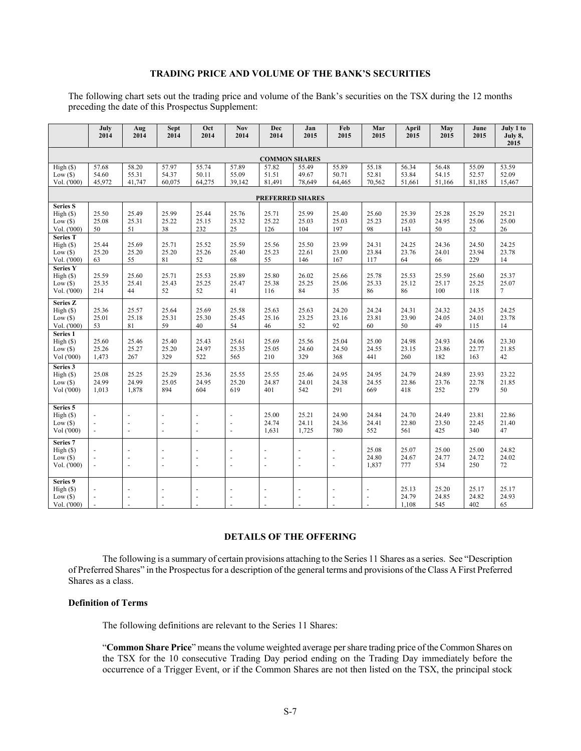## TRADING PRICE AND VOLUME OF THE BANK'S SECURITIES

The following chart sets out the trading price and volume of the Bank's securities on the TSX during the 12 months preceding the date of this Prospectus Supplement:

| | July 2014 | Aug 2014 | Sept 2014 | Oct 2014 | Nov 2014 | Dec 2014 | Jan 2015 | Feb 2015 | Mar 2015 | April 2015 | May 2015 | June 2015 | July 1 to July 8, 2015 |
|---|---|---|---|---|---|---|---|---|---|---|---|---|---|
| **COMMON SHARES** | | | | | | | | | | | | | |
| High ($) | 57.68 | 58.20 | 57.97 | 55.74 | 57.89 | 57.82 | 55.49 | 55.89 | 55.18 | 56.34 | 56.48 | 55.09 | 53.59 |
| Low ($) | 54.60 | 55.31 | 54.37 | 50.11 | 55.09 | 51.51 | 49.67 | 50.71 | 52.81 | 53.84 | 54.15 | 52.57 | 52.09 |
| Vol. ('000) | 45,972 | 41,747 | 60,075 | 64,275 | 39,142 | 81,491 | 78,649 | 64,465 | 70,562 | 51,661 | 51,166 | 81,185 | 15,467 |
| **PREFERRED SHARES** | | | | | | | | | | | | | |
| **Series S** | | | | | | | | | | | | | |
| High ($) | 25.50 | 25.49 | 25.99 | 25.44 | 25.76 | 25.71 | 25.99 | 25.40 | 25.60 | 25.39 | 25.28 | 25.29 | 25.21 |
| Low ($) | 25.08 | 25.31 | 25.22 | 25.15 | 25.32 | 25.22 | 25.03 | 25.03 | 25.23 | 25.03 | 24.95 | 25.06 | 25.00 |
| Vol. ('000) | 50 | 51 | 38 | 232 | 25 | 126 | 104 | 197 | 98 | 143 | 50 | 52 | 26 |
| **Series T** | | | | | | | | | | | | | |
| High ($) | 25.44 | 25.69 | 25.71 | 25.52 | 25.59 | 25.56 | 25.50 | 23.99 | 24.31 | 24.25 | 24.36 | 24.50 | 24.25 |
| Low ($) | 25.20 | 25.20 | 25.20 | 25.26 | 25.40 | 25.23 | 22.61 | 23.00 | 23.84 | 23.76 | 24.01 | 23.94 | 23.78 |
| Vol. ('000) | 63 | 55 | 81 | 52 | 68 | 55 | 146 | 167 | 117 | 64 | 66 | 229 | 14 |
| **Series Y** | | | | | | | | | | | | | |
| High ($) | 25.59 | 25.60 | 25.71 | 25.53 | 25.89 | 25.80 | 26.02 | 25.66 | 25.78 | 25.53 | 25.59 | 25.60 | 25.37 |
| Low ($) | 25.35 | 25.41 | 25.43 | 25.25 | 25.47 | 25.38 | 25.25 | 25.06 | 25.33 | 25.12 | 25.17 | 25.25 | 25.07 |
| Vol. ('000) | 214 | 44 | 52 | 52 | 41 | 116 | 84 | 35 | 86 | 86 | 100 | 118 | 7 |
| **Series Z** | | | | | | | | | | | | | |
| High ($) | 25.36 | 25.57 | 25.64 | 25.69 | 25.58 | 25.63 | 25.63 | 24.20 | 24.24 | 24.31 | 24.32 | 24.35 | 24.25 |
| Low ($) | 25.01 | 25.18 | 25.31 | 25.30 | 25.45 | 25.16 | 23.25 | 23.16 | 23.81 | 23.90 | 24.05 | 24.01 | 23.78 |
| Vol. ('000) | 53 | 81 | 59 | 40 | 54 | 46 | 52 | 92 | 60 | 50 | 49 | 115 | 14 |
| **Series 1** | | | | | | | | | | | | | |
| High ($) | 25.60 | 25.46 | 25.40 | 25.43 | 25.61 | 25.69 | 25.56 | 25.04 | 25.00 | 24.98 | 24.93 | 24.06 | 23.30 |
| Low ($) | 25.26 | 25.27 | 25.20 | 24.97 | 25.35 | 25.05 | 24.60 | 24.50 | 24.55 | 23.15 | 23.86 | 22.77 | 21.85 |
| Vol ('000) | 1,473 | 267 | 329 | 522 | 565 | 210 | 329 | 368 | 441 | 260 | 182 | 163 | 42 |
| **Series 3** | | | | | | | | | | | | | |
| High ($) | 25.08 | 25.25 | 25.29 | 25.36 | 25.55 | 25.55 | 25.46 | 24.95 | 24.95 | 24.79 | 24.89 | 23.93 | 23.22 |
| Low ($) | 24.99 | 24.99 | 25.05 | 24.95 | 25.20 | 24.87 | 24.01 | 24.38 | 24.55 | 22.86 | 23.76 | 22.78 | 21.85 |
| Vol ('000) | 1,013 | 1,878 | 894 | 604 | 619 | 401 | 542 | 291 | 669 | 418 | 252 | 279 | 50 |
| **Series 5** | | | | | | | | | | | | | |
| High ($) | - | - | - | - | - | 25.00 | 25.21 | 24.90 | 24.84 | 24.70 | 24.49 | 23.81 | 22.86 |
| Low ($) | - | - | - | - | - | 24.74 | 24.11 | 24.36 | 24.41 | 22.80 | 23.50 | 22.45 | 21.40 |
| Vol ('000) | - | - | - | - | - | 1,631 | 1,725 | 780 | 552 | 561 | 425 | 340 | 47 |
| **Series 7** | | | | | | | | | | | | | |
| High ($) | - | - | - | - | - | - | - | - | 25.08 | 25.07 | 25.00 | 25.00 | 24.82 |
| Low ($) | - | - | - | - | - | - | - | - | 24.80 | 24.67 | 24.77 | 24.72 | 24.02 |
| Vol. ('000) | - | - | - | - | - | - | - | - | 1,837 | 777 | 534 | 250 | 72 |
| **Series 9** | | | | | | | | | | | | | |
| High ($) | - | - | - | - | - | - | - | - | - | 25.13 | 25.20 | 25.17 | 25.17 |
| Low ($) | - | - | - | - | - | - | - | - | - | 24.79 | 24.85 | 24.82 | 24.93 |
| Vol. ('000) | - | - | - | - | - | - | - | - | - | 1,108 | 545 | 402 | 65 |

## DETAILS OF THE OFFERING

The following is a summary of certain provisions attaching to the Series 11 Shares as a series. See "Description of Preferred Shares" in the Prospectus for a description of the general terms and provisions of the Class A First Preferred Shares as a class.

### Definition of Terms

The following definitions are relevant to the Series 11 Shares:

"**Common Share Price**" means the volume weighted average per share trading price of the Common Shares on the TSX for the 10 consecutive Trading Day period ending on the Trading Day immediately before the occurrence of a Trigger Event, or if the Common Shares are not then listed on the TSX, the principal stock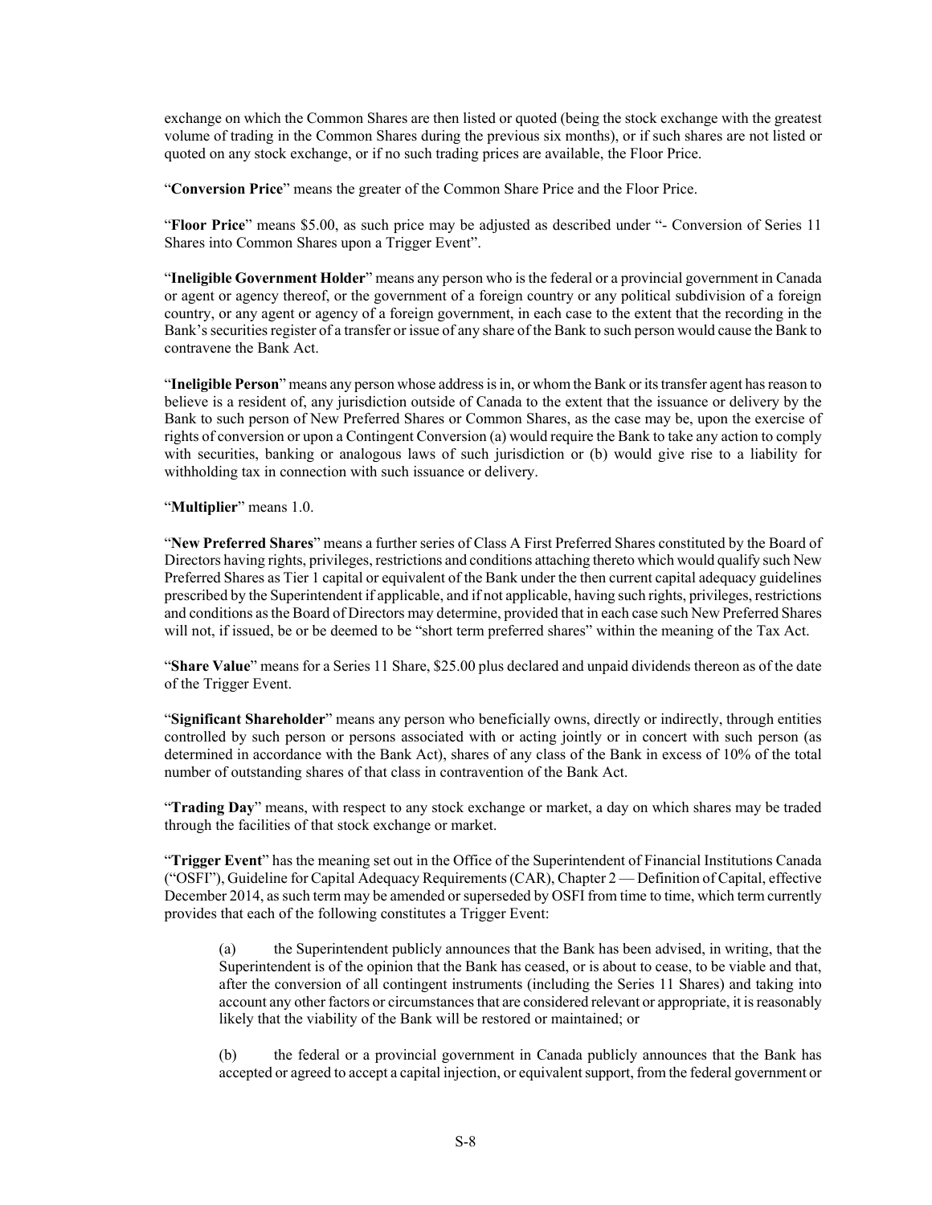exchange on which the Common Shares are then listed or quoted (being the stock exchange with the greatest volume of trading in the Common Shares during the previous six months), or if such shares are not listed or quoted on any stock exchange, or if no such trading prices are available, the Floor Price.

"**Conversion Price**" means the greater of the Common Share Price and the Floor Price.

"**Floor Price**" means $5.00, as such price may be adjusted as described under "- Conversion of Series 11 Shares into Common Shares upon a Trigger Event".

"**Ineligible Government Holder**" means any person who is the federal or a provincial government in Canada or agent or agency thereof, or the government of a foreign country or any political subdivision of a foreign country, or any agent or agency of a foreign government, in each case to the extent that the recording in the Bank's securities register of a transfer or issue of any share of the Bank to such person would cause the Bank to contravene the Bank Act.

"**Ineligible Person**" means any person whose address is in, or whom the Bank or its transfer agent has reason to believe is a resident of, any jurisdiction outside of Canada to the extent that the issuance or delivery by the Bank to such person of New Preferred Shares or Common Shares, as the case may be, upon the exercise of rights of conversion or upon a Contingent Conversion (a) would require the Bank to take any action to comply with securities, banking or analogous laws of such jurisdiction or (b) would give rise to a liability for withholding tax in connection with such issuance or delivery.

"**Multiplier**" means 1.0.

"**New Preferred Shares**" means a further series of Class A First Preferred Shares constituted by the Board of Directors having rights, privileges, restrictions and conditions attaching thereto which would qualify such New Preferred Shares as Tier 1 capital or equivalent of the Bank under the then current capital adequacy guidelines prescribed by the Superintendent if applicable, and if not applicable, having such rights, privileges, restrictions and conditions as the Board of Directors may determine, provided that in each case such New Preferred Shares will not, if issued, be or be deemed to be "short term preferred shares" within the meaning of the Tax Act.

"**Share Value**" means for a Series 11 Share, $25.00 plus declared and unpaid dividends thereon as of the date of the Trigger Event.

"**Significant Shareholder**" means any person who beneficially owns, directly or indirectly, through entities controlled by such person or persons associated with or acting jointly or in concert with such person (as determined in accordance with the Bank Act), shares of any class of the Bank in excess of 10% of the total number of outstanding shares of that class in contravention of the Bank Act.

"**Trading Day**" means, with respect to any stock exchange or market, a day on which shares may be traded through the facilities of that stock exchange or market.

"**Trigger Event**" has the meaning set out in the Office of the Superintendent of Financial Institutions Canada ("OSFI"), Guideline for Capital Adequacy Requirements (CAR), Chapter 2 — Definition of Capital, effective December 2014, as such term may be amended or superseded by OSFI from time to time, which term currently provides that each of the following constitutes a Trigger Event:

(a) the Superintendent publicly announces that the Bank has been advised, in writing, that the Superintendent is of the opinion that the Bank has ceased, or is about to cease, to be viable and that, after the conversion of all contingent instruments (including the Series 11 Shares) and taking into account any other factors or circumstances that are considered relevant or appropriate, it is reasonably likely that the viability of the Bank will be restored or maintained; or

(b) the federal or a provincial government in Canada publicly announces that the Bank has accepted or agreed to accept a capital injection, or equivalent support, from the federal government or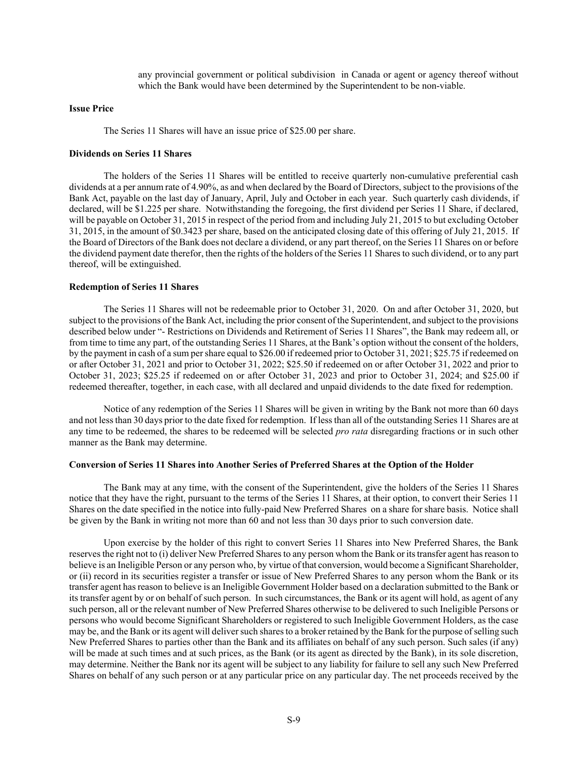any provincial government or political subdivision in Canada or agent or agency thereof without which the Bank would have been determined by the Superintendent to be non-viable.

**Issue Price**

The Series 11 Shares will have an issue price of $25.00 per share.

**Dividends on Series 11 Shares**

The holders of the Series 11 Shares will be entitled to receive quarterly non-cumulative preferential cash dividends at a per annum rate of 4.90%, as and when declared by the Board of Directors, subject to the provisions of the Bank Act, payable on the last day of January, April, July and October in each year. Such quarterly cash dividends, if declared, will be $1.225 per share. Notwithstanding the foregoing, the first dividend per Series 11 Share, if declared, will be payable on October 31, 2015 in respect of the period from and including July 21, 2015 to but excluding October 31, 2015, in the amount of $0.3423 per share, based on the anticipated closing date of this offering of July 21, 2015. If the Board of Directors of the Bank does not declare a dividend, or any part thereof, on the Series 11 Shares on or before the dividend payment date therefor, then the rights of the holders of the Series 11 Shares to such dividend, or to any part thereof, will be extinguished.

**Redemption of Series 11 Shares**

The Series 11 Shares will not be redeemable prior to October 31, 2020. On and after October 31, 2020, but subject to the provisions of the Bank Act, including the prior consent of the Superintendent, and subject to the provisions described below under "- Restrictions on Dividends and Retirement of Series 11 Shares", the Bank may redeem all, or from time to time any part, of the outstanding Series 11 Shares, at the Bank's option without the consent of the holders, by the payment in cash of a sum per share equal to $26.00 if redeemed prior to October 31, 2021; $25.75 if redeemed on or after October 31, 2021 and prior to October 31, 2022; $25.50 if redeemed on or after October 31, 2022 and prior to October 31, 2023; $25.25 if redeemed on or after October 31, 2023 and prior to October 31, 2024; and $25.00 if redeemed thereafter, together, in each case, with all declared and unpaid dividends to the date fixed for redemption.

Notice of any redemption of the Series 11 Shares will be given in writing by the Bank not more than 60 days and not less than 30 days prior to the date fixed for redemption. If less than all of the outstanding Series 11 Shares are at any time to be redeemed, the shares to be redeemed will be selected *pro rata* disregarding fractions or in such other manner as the Bank may determine.

**Conversion of Series 11 Shares into Another Series of Preferred Shares at the Option of the Holder**

The Bank may at any time, with the consent of the Superintendent, give the holders of the Series 11 Shares notice that they have the right, pursuant to the terms of the Series 11 Shares, at their option, to convert their Series 11 Shares on the date specified in the notice into fully-paid New Preferred Shares on a share for share basis. Notice shall be given by the Bank in writing not more than 60 and not less than 30 days prior to such conversion date.

Upon exercise by the holder of this right to convert Series 11 Shares into New Preferred Shares, the Bank reserves the right not to (i) deliver New Preferred Shares to any person whom the Bank or its transfer agent has reason to believe is an Ineligible Person or any person who, by virtue of that conversion, would become a Significant Shareholder, or (ii) record in its securities register a transfer or issue of New Preferred Shares to any person whom the Bank or its transfer agent has reason to believe is an Ineligible Government Holder based on a declaration submitted to the Bank or its transfer agent by or on behalf of such person. In such circumstances, the Bank or its agent will hold, as agent of any such person, all or the relevant number of New Preferred Shares otherwise to be delivered to such Ineligible Persons or persons who would become Significant Shareholders or registered to such Ineligible Government Holders, as the case may be, and the Bank or its agent will deliver such shares to a broker retained by the Bank for the purpose of selling such New Preferred Shares to parties other than the Bank and its affiliates on behalf of any such person. Such sales (if any) will be made at such times and at such prices, as the Bank (or its agent as directed by the Bank), in its sole discretion, may determine. Neither the Bank nor its agent will be subject to any liability for failure to sell any such New Preferred Shares on behalf of any such person or at any particular price on any particular day. The net proceeds received by the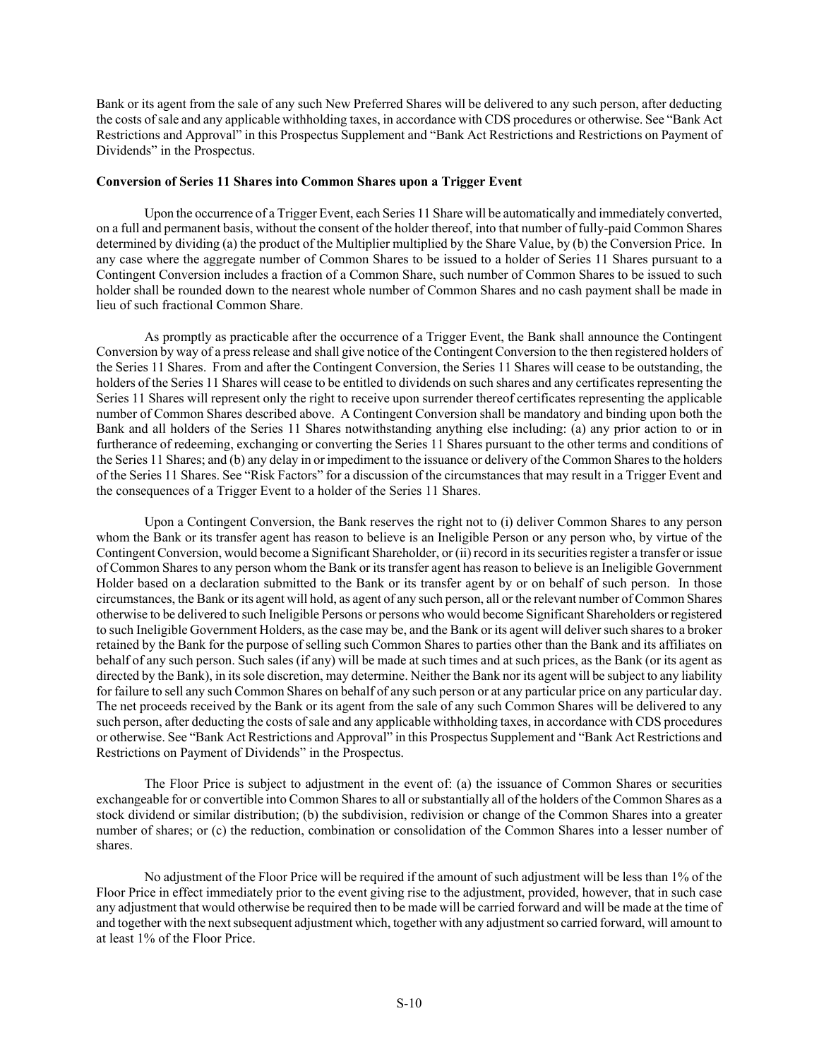Bank or its agent from the sale of any such New Preferred Shares will be delivered to any such person, after deducting the costs of sale and any applicable withholding taxes, in accordance with CDS procedures or otherwise. See "Bank Act Restrictions and Approval" in this Prospectus Supplement and "Bank Act Restrictions and Restrictions on Payment of Dividends" in the Prospectus.

**Conversion of Series 11 Shares into Common Shares upon a Trigger Event**

Upon the occurrence of a Trigger Event, each Series 11 Share will be automatically and immediately converted, on a full and permanent basis, without the consent of the holder thereof, into that number of fully-paid Common Shares determined by dividing (a) the product of the Multiplier multiplied by the Share Value, by (b) the Conversion Price. In any case where the aggregate number of Common Shares to be issued to a holder of Series 11 Shares pursuant to a Contingent Conversion includes a fraction of a Common Share, such number of Common Shares to be issued to such holder shall be rounded down to the nearest whole number of Common Shares and no cash payment shall be made in lieu of such fractional Common Share.

As promptly as practicable after the occurrence of a Trigger Event, the Bank shall announce the Contingent Conversion by way of a press release and shall give notice of the Contingent Conversion to the then registered holders of the Series 11 Shares. From and after the Contingent Conversion, the Series 11 Shares will cease to be outstanding, the holders of the Series 11 Shares will cease to be entitled to dividends on such shares and any certificates representing the Series 11 Shares will represent only the right to receive upon surrender thereof certificates representing the applicable number of Common Shares described above. A Contingent Conversion shall be mandatory and binding upon both the Bank and all holders of the Series 11 Shares notwithstanding anything else including: (a) any prior action to or in furtherance of redeeming, exchanging or converting the Series 11 Shares pursuant to the other terms and conditions of the Series 11 Shares; and (b) any delay in or impediment to the issuance or delivery of the Common Shares to the holders of the Series 11 Shares. See "Risk Factors" for a discussion of the circumstances that may result in a Trigger Event and the consequences of a Trigger Event to a holder of the Series 11 Shares.

Upon a Contingent Conversion, the Bank reserves the right not to (i) deliver Common Shares to any person whom the Bank or its transfer agent has reason to believe is an Ineligible Person or any person who, by virtue of the Contingent Conversion, would become a Significant Shareholder, or (ii) record in its securities register a transfer or issue of Common Shares to any person whom the Bank or its transfer agent has reason to believe is an Ineligible Government Holder based on a declaration submitted to the Bank or its transfer agent by or on behalf of such person. In those circumstances, the Bank or its agent will hold, as agent of any such person, all or the relevant number of Common Shares otherwise to be delivered to such Ineligible Persons or persons who would become Significant Shareholders or registered to such Ineligible Government Holders, as the case may be, and the Bank or its agent will deliver such shares to a broker retained by the Bank for the purpose of selling such Common Shares to parties other than the Bank and its affiliates on behalf of any such person. Such sales (if any) will be made at such times and at such prices, as the Bank (or its agent as directed by the Bank), in its sole discretion, may determine. Neither the Bank nor its agent will be subject to any liability for failure to sell any such Common Shares on behalf of any such person or at any particular price on any particular day. The net proceeds received by the Bank or its agent from the sale of any such Common Shares will be delivered to any such person, after deducting the costs of sale and any applicable withholding taxes, in accordance with CDS procedures or otherwise. See "Bank Act Restrictions and Approval" in this Prospectus Supplement and "Bank Act Restrictions and Restrictions on Payment of Dividends" in the Prospectus.

The Floor Price is subject to adjustment in the event of: (a) the issuance of Common Shares or securities exchangeable for or convertible into Common Shares to all or substantially all of the holders of the Common Shares as a stock dividend or similar distribution; (b) the subdivision, redivision or change of the Common Shares into a greater number of shares; or (c) the reduction, combination or consolidation of the Common Shares into a lesser number of shares.

No adjustment of the Floor Price will be required if the amount of such adjustment will be less than 1% of the Floor Price in effect immediately prior to the event giving rise to the adjustment, provided, however, that in such case any adjustment that would otherwise be required then to be made will be carried forward and will be made at the time of and together with the next subsequent adjustment which, together with any adjustment so carried forward, will amount to at least 1% of the Floor Price.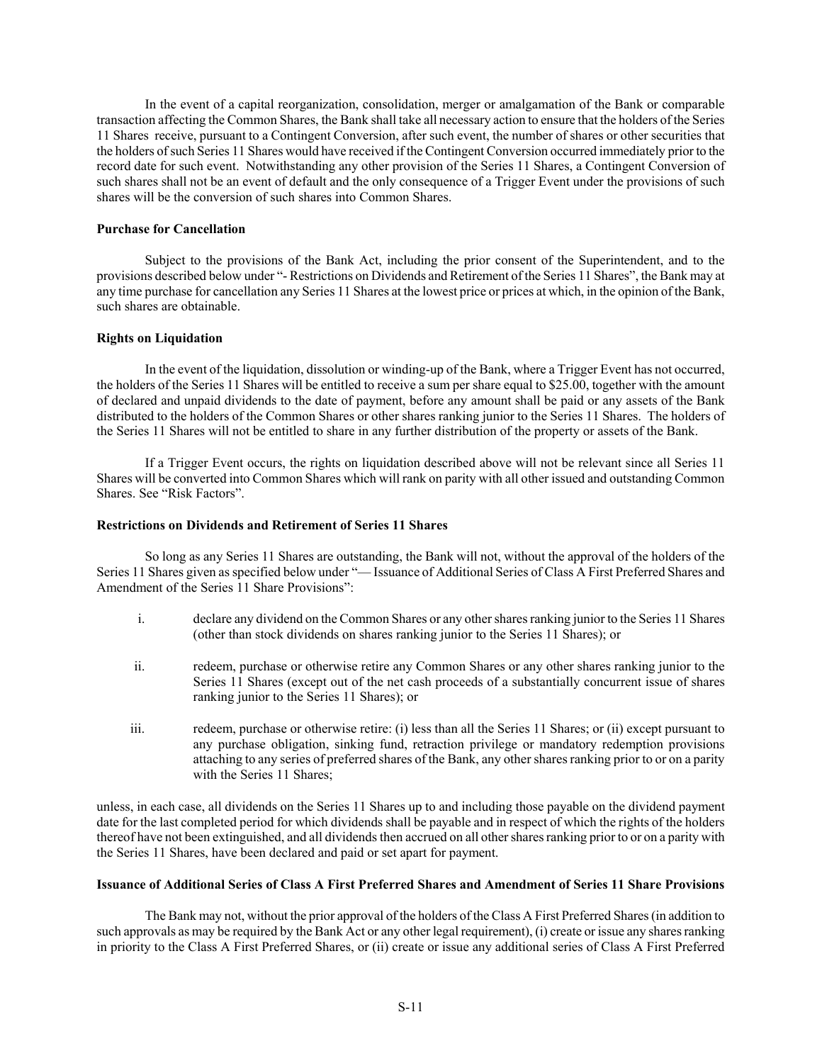In the event of a capital reorganization, consolidation, merger or amalgamation of the Bank or comparable transaction affecting the Common Shares, the Bank shall take all necessary action to ensure that the holders of the Series 11 Shares receive, pursuant to a Contingent Conversion, after such event, the number of shares or other securities that the holders of such Series 11 Shares would have received if the Contingent Conversion occurred immediately prior to the record date for such event. Notwithstanding any other provision of the Series 11 Shares, a Contingent Conversion of such shares shall not be an event of default and the only consequence of a Trigger Event under the provisions of such shares will be the conversion of such shares into Common Shares.

**Purchase for Cancellation**

Subject to the provisions of the Bank Act, including the prior consent of the Superintendent, and to the provisions described below under "- Restrictions on Dividends and Retirement of the Series 11 Shares", the Bank may at any time purchase for cancellation any Series 11 Shares at the lowest price or prices at which, in the opinion of the Bank, such shares are obtainable.

**Rights on Liquidation**

In the event of the liquidation, dissolution or winding-up of the Bank, where a Trigger Event has not occurred, the holders of the Series 11 Shares will be entitled to receive a sum per share equal to $25.00, together with the amount of declared and unpaid dividends to the date of payment, before any amount shall be paid or any assets of the Bank distributed to the holders of the Common Shares or other shares ranking junior to the Series 11 Shares. The holders of the Series 11 Shares will not be entitled to share in any further distribution of the property or assets of the Bank.

If a Trigger Event occurs, the rights on liquidation described above will not be relevant since all Series 11 Shares will be converted into Common Shares which will rank on parity with all other issued and outstanding Common Shares. See "Risk Factors".

**Restrictions on Dividends and Retirement of Series 11 Shares**

So long as any Series 11 Shares are outstanding, the Bank will not, without the approval of the holders of the Series 11 Shares given as specified below under "— Issuance of Additional Series of Class A First Preferred Shares and Amendment of the Series 11 Share Provisions":

i. declare any dividend on the Common Shares or any other shares ranking junior to the Series 11 Shares (other than stock dividends on shares ranking junior to the Series 11 Shares); or

ii. redeem, purchase or otherwise retire any Common Shares or any other shares ranking junior to the Series 11 Shares (except out of the net cash proceeds of a substantially concurrent issue of shares ranking junior to the Series 11 Shares); or

iii. redeem, purchase or otherwise retire: (i) less than all the Series 11 Shares; or (ii) except pursuant to any purchase obligation, sinking fund, retraction privilege or mandatory redemption provisions attaching to any series of preferred shares of the Bank, any other shares ranking prior to or on a parity with the Series 11 Shares;

unless, in each case, all dividends on the Series 11 Shares up to and including those payable on the dividend payment date for the last completed period for which dividends shall be payable and in respect of which the rights of the holders thereof have not been extinguished, and all dividends then accrued on all other shares ranking prior to or on a parity with the Series 11 Shares, have been declared and paid or set apart for payment.

**Issuance of Additional Series of Class A First Preferred Shares and Amendment of Series 11 Share Provisions**

The Bank may not, without the prior approval of the holders of the Class A First Preferred Shares (in addition to such approvals as may be required by the Bank Act or any other legal requirement), (i) create or issue any shares ranking in priority to the Class A First Preferred Shares, or (ii) create or issue any additional series of Class A First Preferred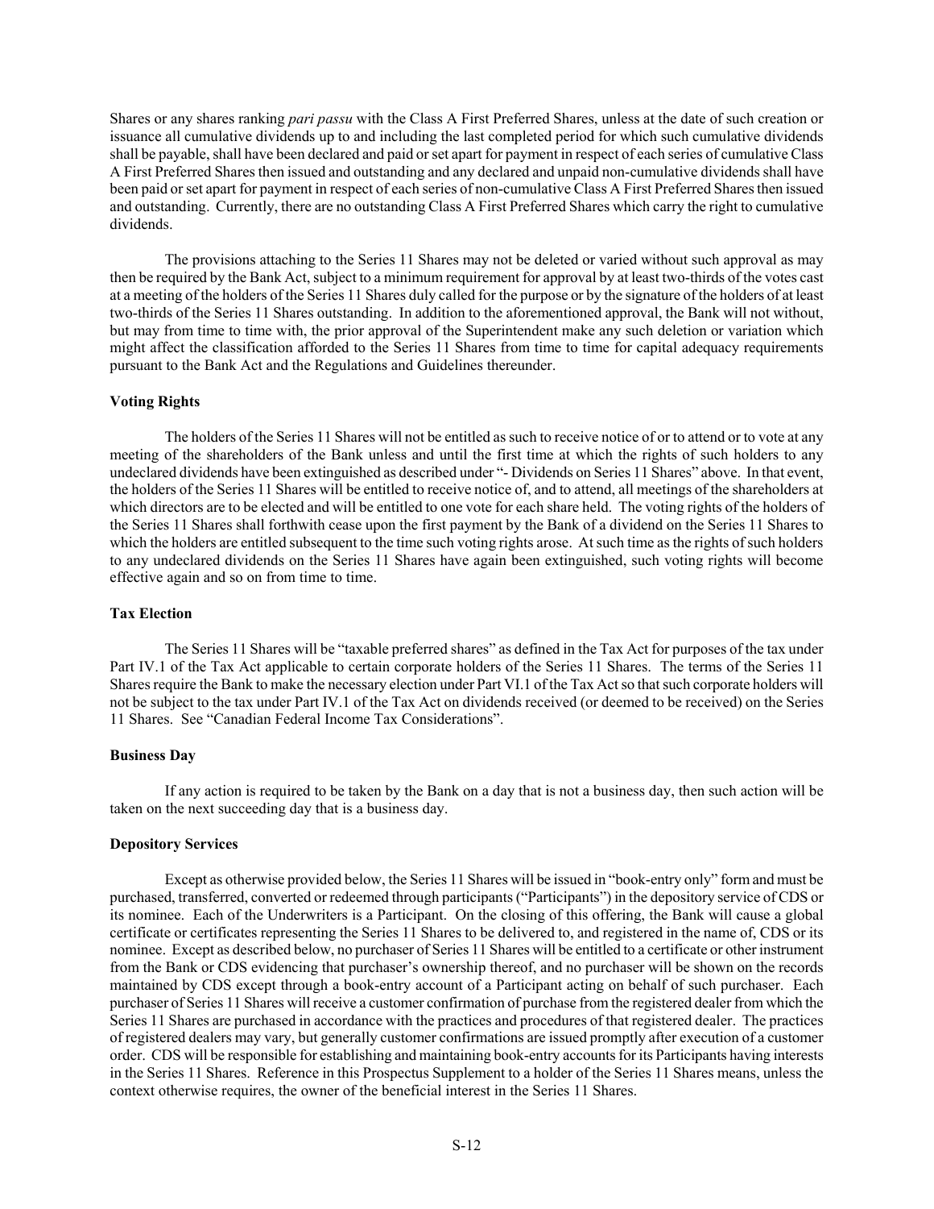Shares or any shares ranking *pari passu* with the Class A First Preferred Shares, unless at the date of such creation or issuance all cumulative dividends up to and including the last completed period for which such cumulative dividends shall be payable, shall have been declared and paid or set apart for payment in respect of each series of cumulative Class A First Preferred Shares then issued and outstanding and any declared and unpaid non-cumulative dividends shall have been paid or set apart for payment in respect of each series of non-cumulative Class A First Preferred Shares then issued and outstanding. Currently, there are no outstanding Class A First Preferred Shares which carry the right to cumulative dividends.

The provisions attaching to the Series 11 Shares may not be deleted or varied without such approval as may then be required by the Bank Act, subject to a minimum requirement for approval by at least two-thirds of the votes cast at a meeting of the holders of the Series 11 Shares duly called for the purpose or by the signature of the holders of at least two-thirds of the Series 11 Shares outstanding. In addition to the aforementioned approval, the Bank will not without, but may from time to time with, the prior approval of the Superintendent make any such deletion or variation which might affect the classification afforded to the Series 11 Shares from time to time for capital adequacy requirements pursuant to the Bank Act and the Regulations and Guidelines thereunder.

**Voting Rights**

The holders of the Series 11 Shares will not be entitled as such to receive notice of or to attend or to vote at any meeting of the shareholders of the Bank unless and until the first time at which the rights of such holders to any undeclared dividends have been extinguished as described under "- Dividends on Series 11 Shares" above. In that event, the holders of the Series 11 Shares will be entitled to receive notice of, and to attend, all meetings of the shareholders at which directors are to be elected and will be entitled to one vote for each share held. The voting rights of the holders of the Series 11 Shares shall forthwith cease upon the first payment by the Bank of a dividend on the Series 11 Shares to which the holders are entitled subsequent to the time such voting rights arose. At such time as the rights of such holders to any undeclared dividends on the Series 11 Shares have again been extinguished, such voting rights will become effective again and so on from time to time.

**Tax Election**

The Series 11 Shares will be "taxable preferred shares" as defined in the Tax Act for purposes of the tax under Part IV.1 of the Tax Act applicable to certain corporate holders of the Series 11 Shares. The terms of the Series 11 Shares require the Bank to make the necessary election under Part VI.1 of the Tax Act so that such corporate holders will not be subject to the tax under Part IV.1 of the Tax Act on dividends received (or deemed to be received) on the Series 11 Shares. See "Canadian Federal Income Tax Considerations".

**Business Day**

If any action is required to be taken by the Bank on a day that is not a business day, then such action will be taken on the next succeeding day that is a business day.

**Depository Services**

Except as otherwise provided below, the Series 11 Shares will be issued in "book-entry only" form and must be purchased, transferred, converted or redeemed through participants ("Participants") in the depository service of CDS or its nominee. Each of the Underwriters is a Participant. On the closing of this offering, the Bank will cause a global certificate or certificates representing the Series 11 Shares to be delivered to, and registered in the name of, CDS or its nominee. Except as described below, no purchaser of Series 11 Shares will be entitled to a certificate or other instrument from the Bank or CDS evidencing that purchaser's ownership thereof, and no purchaser will be shown on the records maintained by CDS except through a book-entry account of a Participant acting on behalf of such purchaser. Each purchaser of Series 11 Shares will receive a customer confirmation of purchase from the registered dealer from which the Series 11 Shares are purchased in accordance with the practices and procedures of that registered dealer. The practices of registered dealers may vary, but generally customer confirmations are issued promptly after execution of a customer order. CDS will be responsible for establishing and maintaining book-entry accounts for its Participants having interests in the Series 11 Shares. Reference in this Prospectus Supplement to a holder of the Series 11 Shares means, unless the context otherwise requires, the owner of the beneficial interest in the Series 11 Shares.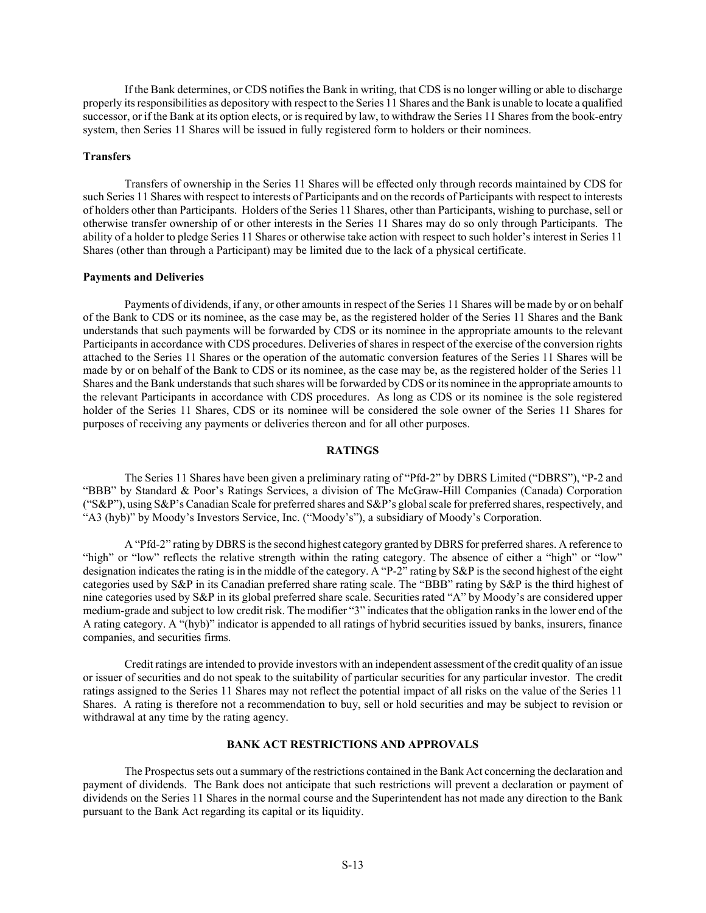If the Bank determines, or CDS notifies the Bank in writing, that CDS is no longer willing or able to discharge properly its responsibilities as depository with respect to the Series 11 Shares and the Bank is unable to locate a qualified successor, or if the Bank at its option elects, or is required by law, to withdraw the Series 11 Shares from the book-entry system, then Series 11 Shares will be issued in fully registered form to holders or their nominees.

**Transfers**

Transfers of ownership in the Series 11 Shares will be effected only through records maintained by CDS for such Series 11 Shares with respect to interests of Participants and on the records of Participants with respect to interests of holders other than Participants. Holders of the Series 11 Shares, other than Participants, wishing to purchase, sell or otherwise transfer ownership of or other interests in the Series 11 Shares may do so only through Participants. The ability of a holder to pledge Series 11 Shares or otherwise take action with respect to such holder's interest in Series 11 Shares (other than through a Participant) may be limited due to the lack of a physical certificate.

**Payments and Deliveries**

Payments of dividends, if any, or other amounts in respect of the Series 11 Shares will be made by or on behalf of the Bank to CDS or its nominee, as the case may be, as the registered holder of the Series 11 Shares and the Bank understands that such payments will be forwarded by CDS or its nominee in the appropriate amounts to the relevant Participants in accordance with CDS procedures. Deliveries of shares in respect of the exercise of the conversion rights attached to the Series 11 Shares or the operation of the automatic conversion features of the Series 11 Shares will be made by or on behalf of the Bank to CDS or its nominee, as the case may be, as the registered holder of the Series 11 Shares and the Bank understands that such shares will be forwarded by CDS or its nominee in the appropriate amounts to the relevant Participants in accordance with CDS procedures. As long as CDS or its nominee is the sole registered holder of the Series 11 Shares, CDS or its nominee will be considered the sole owner of the Series 11 Shares for purposes of receiving any payments or deliveries thereon and for all other purposes.

## RATINGS

The Series 11 Shares have been given a preliminary rating of "Pfd-2" by DBRS Limited ("DBRS"), "P-2 and "BBB" by Standard & Poor's Ratings Services, a division of The McGraw-Hill Companies (Canada) Corporation ("S&P"), using S&P's Canadian Scale for preferred shares and S&P's global scale for preferred shares, respectively, and "A3 (hyb)" by Moody's Investors Service, Inc. ("Moody's"), a subsidiary of Moody's Corporation.

A "Pfd-2" rating by DBRS is the second highest category granted by DBRS for preferred shares. A reference to "high" or "low" reflects the relative strength within the rating category. The absence of either a "high" or "low" designation indicates the rating is in the middle of the category. A "P-2" rating by S&P is the second highest of the eight categories used by S&P in its Canadian preferred share rating scale. The "BBB" rating by S&P is the third highest of nine categories used by S&P in its global preferred share scale. Securities rated "A" by Moody's are considered upper medium-grade and subject to low credit risk. The modifier "3" indicates that the obligation ranks in the lower end of the A rating category. A "(hyb)" indicator is appended to all ratings of hybrid securities issued by banks, insurers, finance companies, and securities firms.

Credit ratings are intended to provide investors with an independent assessment of the credit quality of an issue or issuer of securities and do not speak to the suitability of particular securities for any particular investor. The credit ratings assigned to the Series 11 Shares may not reflect the potential impact of all risks on the value of the Series 11 Shares. A rating is therefore not a recommendation to buy, sell or hold securities and may be subject to revision or withdrawal at any time by the rating agency.

## BANK ACT RESTRICTIONS AND APPROVALS

The Prospectus sets out a summary of the restrictions contained in the Bank Act concerning the declaration and payment of dividends. The Bank does not anticipate that such restrictions will prevent a declaration or payment of dividends on the Series 11 Shares in the normal course and the Superintendent has not made any direction to the Bank pursuant to the Bank Act regarding its capital or its liquidity.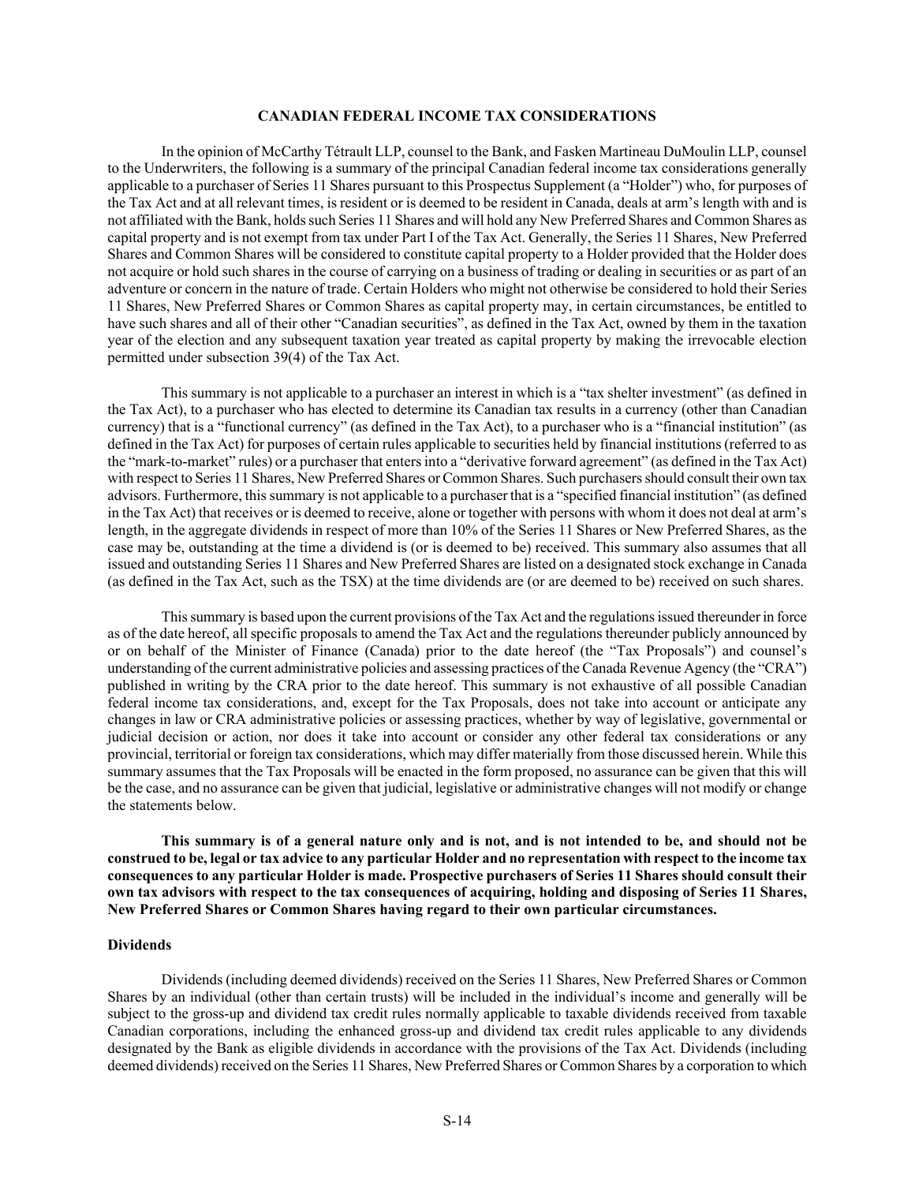## CANADIAN FEDERAL INCOME TAX CONSIDERATIONS

In the opinion of McCarthy Tétrault LLP, counsel to the Bank, and Fasken Martineau DuMoulin LLP, counsel to the Underwriters, the following is a summary of the principal Canadian federal income tax considerations generally applicable to a purchaser of Series 11 Shares pursuant to this Prospectus Supplement (a "Holder") who, for purposes of the Tax Act and at all relevant times, is resident or is deemed to be resident in Canada, deals at arm's length with and is not affiliated with the Bank, holds such Series 11 Shares and will hold any New Preferred Shares and Common Shares as capital property and is not exempt from tax under Part I of the Tax Act. Generally, the Series 11 Shares, New Preferred Shares and Common Shares will be considered to constitute capital property to a Holder provided that the Holder does not acquire or hold such shares in the course of carrying on a business of trading or dealing in securities or as part of an adventure or concern in the nature of trade. Certain Holders who might not otherwise be considered to hold their Series 11 Shares, New Preferred Shares or Common Shares as capital property may, in certain circumstances, be entitled to have such shares and all of their other "Canadian securities", as defined in the Tax Act, owned by them in the taxation year of the election and any subsequent taxation year treated as capital property by making the irrevocable election permitted under subsection 39(4) of the Tax Act.

This summary is not applicable to a purchaser an interest in which is a "tax shelter investment" (as defined in the Tax Act), to a purchaser who has elected to determine its Canadian tax results in a currency (other than Canadian currency) that is a "functional currency" (as defined in the Tax Act), to a purchaser who is a "financial institution" (as defined in the Tax Act) for purposes of certain rules applicable to securities held by financial institutions (referred to as the "mark-to-market" rules) or a purchaser that enters into a "derivative forward agreement" (as defined in the Tax Act) with respect to Series 11 Shares, New Preferred Shares or Common Shares. Such purchasers should consult their own tax advisors. Furthermore, this summary is not applicable to a purchaser that is a "specified financial institution" (as defined in the Tax Act) that receives or is deemed to receive, alone or together with persons with whom it does not deal at arm's length, in the aggregate dividends in respect of more than 10% of the Series 11 Shares or New Preferred Shares, as the case may be, outstanding at the time a dividend is (or is deemed to be) received. This summary also assumes that all issued and outstanding Series 11 Shares and New Preferred Shares are listed on a designated stock exchange in Canada (as defined in the Tax Act, such as the TSX) at the time dividends are (or are deemed to be) received on such shares.

This summary is based upon the current provisions of the Tax Act and the regulations issued thereunder in force as of the date hereof, all specific proposals to amend the Tax Act and the regulations thereunder publicly announced by or on behalf of the Minister of Finance (Canada) prior to the date hereof (the "Tax Proposals") and counsel's understanding of the current administrative policies and assessing practices of the Canada Revenue Agency (the "CRA") published in writing by the CRA prior to the date hereof. This summary is not exhaustive of all possible Canadian federal income tax considerations, and, except for the Tax Proposals, does not take into account or anticipate any changes in law or CRA administrative policies or assessing practices, whether by way of legislative, governmental or judicial decision or action, nor does it take into account or consider any other federal tax considerations or any provincial, territorial or foreign tax considerations, which may differ materially from those discussed herein. While this summary assumes that the Tax Proposals will be enacted in the form proposed, no assurance can be given that this will be the case, and no assurance can be given that judicial, legislative or administrative changes will not modify or change the statements below.

**This summary is of a general nature only and is not, and is not intended to be, and should not be construed to be, legal or tax advice to any particular Holder and no representation with respect to the income tax consequences to any particular Holder is made. Prospective purchasers of Series 11 Shares should consult their own tax advisors with respect to the tax consequences of acquiring, holding and disposing of Series 11 Shares, New Preferred Shares or Common Shares having regard to their own particular circumstances.**

### Dividends

Dividends (including deemed dividends) received on the Series 11 Shares, New Preferred Shares or Common Shares by an individual (other than certain trusts) will be included in the individual's income and generally will be subject to the gross-up and dividend tax credit rules normally applicable to taxable dividends received from taxable Canadian corporations, including the enhanced gross-up and dividend tax credit rules applicable to any dividends designated by the Bank as eligible dividends in accordance with the provisions of the Tax Act. Dividends (including deemed dividends) received on the Series 11 Shares, New Preferred Shares or Common Shares by a corporation to which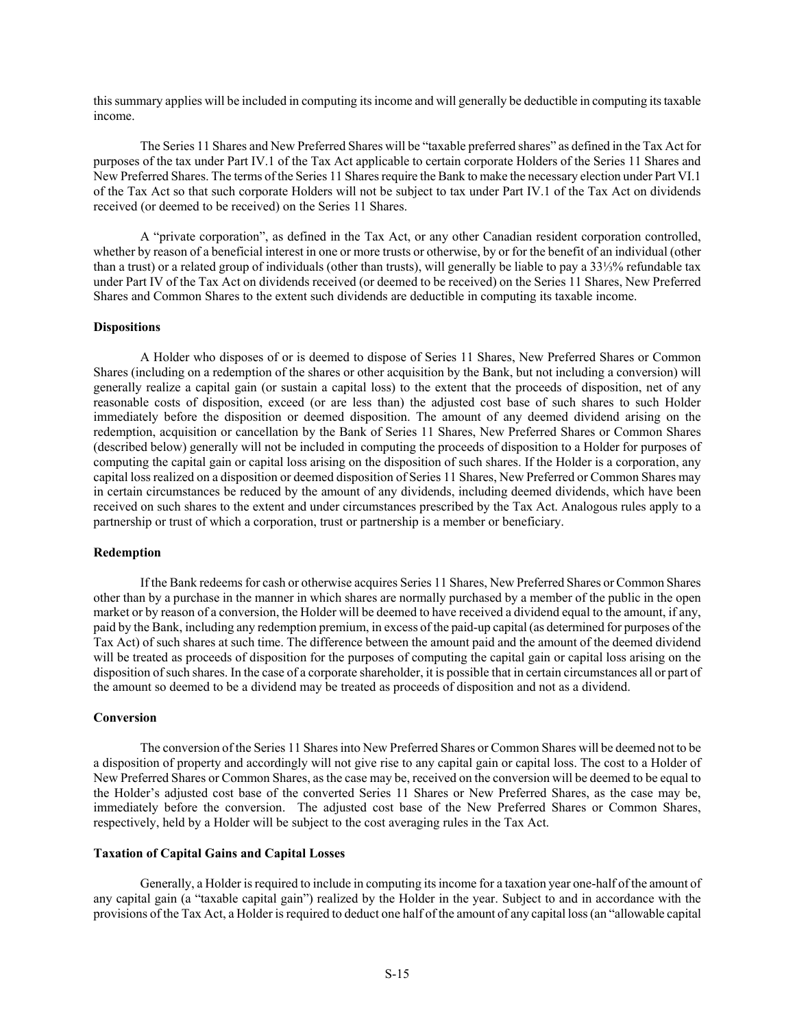this summary applies will be included in computing its income and will generally be deductible in computing its taxable income.

The Series 11 Shares and New Preferred Shares will be "taxable preferred shares" as defined in the Tax Act for purposes of the tax under Part IV.1 of the Tax Act applicable to certain corporate Holders of the Series 11 Shares and New Preferred Shares. The terms of the Series 11 Shares require the Bank to make the necessary election under Part VI.1 of the Tax Act so that such corporate Holders will not be subject to tax under Part IV.1 of the Tax Act on dividends received (or deemed to be received) on the Series 11 Shares.

A "private corporation", as defined in the Tax Act, or any other Canadian resident corporation controlled, whether by reason of a beneficial interest in one or more trusts or otherwise, by or for the benefit of an individual (other than a trust) or a related group of individuals (other than trusts), will generally be liable to pay a 33⅓% refundable tax under Part IV of the Tax Act on dividends received (or deemed to be received) on the Series 11 Shares, New Preferred Shares and Common Shares to the extent such dividends are deductible in computing its taxable income.

**Dispositions**

A Holder who disposes of or is deemed to dispose of Series 11 Shares, New Preferred Shares or Common Shares (including on a redemption of the shares or other acquisition by the Bank, but not including a conversion) will generally realize a capital gain (or sustain a capital loss) to the extent that the proceeds of disposition, net of any reasonable costs of disposition, exceed (or are less than) the adjusted cost base of such shares to such Holder immediately before the disposition or deemed disposition. The amount of any deemed dividend arising on the redemption, acquisition or cancellation by the Bank of Series 11 Shares, New Preferred Shares or Common Shares (described below) generally will not be included in computing the proceeds of disposition to a Holder for purposes of computing the capital gain or capital loss arising on the disposition of such shares. If the Holder is a corporation, any capital loss realized on a disposition or deemed disposition of Series 11 Shares, New Preferred or Common Shares may in certain circumstances be reduced by the amount of any dividends, including deemed dividends, which have been received on such shares to the extent and under circumstances prescribed by the Tax Act. Analogous rules apply to a partnership or trust of which a corporation, trust or partnership is a member or beneficiary.

**Redemption**

If the Bank redeems for cash or otherwise acquires Series 11 Shares, New Preferred Shares or Common Shares other than by a purchase in the manner in which shares are normally purchased by a member of the public in the open market or by reason of a conversion, the Holder will be deemed to have received a dividend equal to the amount, if any, paid by the Bank, including any redemption premium, in excess of the paid-up capital (as determined for purposes of the Tax Act) of such shares at such time. The difference between the amount paid and the amount of the deemed dividend will be treated as proceeds of disposition for the purposes of computing the capital gain or capital loss arising on the disposition of such shares. In the case of a corporate shareholder, it is possible that in certain circumstances all or part of the amount so deemed to be a dividend may be treated as proceeds of disposition and not as a dividend.

**Conversion**

The conversion of the Series 11 Shares into New Preferred Shares or Common Shares will be deemed not to be a disposition of property and accordingly will not give rise to any capital gain or capital loss. The cost to a Holder of New Preferred Shares or Common Shares, as the case may be, received on the conversion will be deemed to be equal to the Holder's adjusted cost base of the converted Series 11 Shares or New Preferred Shares, as the case may be, immediately before the conversion. The adjusted cost base of the New Preferred Shares or Common Shares, respectively, held by a Holder will be subject to the cost averaging rules in the Tax Act.

**Taxation of Capital Gains and Capital Losses**

Generally, a Holder is required to include in computing its income for a taxation year one-half of the amount of any capital gain (a "taxable capital gain") realized by the Holder in the year. Subject to and in accordance with the provisions of the Tax Act, a Holder is required to deduct one half of the amount of any capital loss (an "allowable capital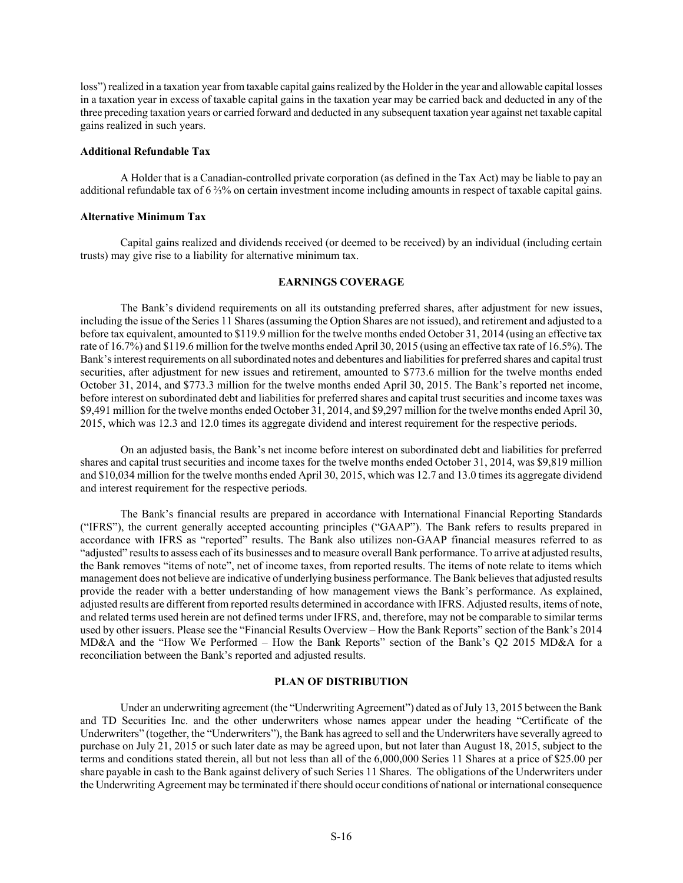loss") realized in a taxation year from taxable capital gains realized by the Holder in the year and allowable capital losses in a taxation year in excess of taxable capital gains in the taxation year may be carried back and deducted in any of the three preceding taxation years or carried forward and deducted in any subsequent taxation year against net taxable capital gains realized in such years.

**Additional Refundable Tax**

A Holder that is a Canadian-controlled private corporation (as defined in the Tax Act) may be liable to pay an additional refundable tax of 6 ⅔% on certain investment income including amounts in respect of taxable capital gains.

**Alternative Minimum Tax**

Capital gains realized and dividends received (or deemed to be received) by an individual (including certain trusts) may give rise to a liability for alternative minimum tax.

## EARNINGS COVERAGE

The Bank's dividend requirements on all its outstanding preferred shares, after adjustment for new issues, including the issue of the Series 11 Shares (assuming the Option Shares are not issued), and retirement and adjusted to a before tax equivalent, amounted to $119.9 million for the twelve months ended October 31, 2014 (using an effective tax rate of 16.7%) and $119.6 million for the twelve months ended April 30, 2015 (using an effective tax rate of 16.5%). The Bank's interest requirements on all subordinated notes and debentures and liabilities for preferred shares and capital trust securities, after adjustment for new issues and retirement, amounted to $773.6 million for the twelve months ended October 31, 2014, and $773.3 million for the twelve months ended April 30, 2015. The Bank's reported net income, before interest on subordinated debt and liabilities for preferred shares and capital trust securities and income taxes was $9,491 million for the twelve months ended October 31, 2014, and $9,297 million for the twelve months ended April 30, 2015, which was 12.3 and 12.0 times its aggregate dividend and interest requirement for the respective periods.

On an adjusted basis, the Bank's net income before interest on subordinated debt and liabilities for preferred shares and capital trust securities and income taxes for the twelve months ended October 31, 2014, was $9,819 million and $10,034 million for the twelve months ended April 30, 2015, which was 12.7 and 13.0 times its aggregate dividend and interest requirement for the respective periods.

The Bank's financial results are prepared in accordance with International Financial Reporting Standards ("IFRS"), the current generally accepted accounting principles ("GAAP"). The Bank refers to results prepared in accordance with IFRS as "reported" results. The Bank also utilizes non-GAAP financial measures referred to as "adjusted" results to assess each of its businesses and to measure overall Bank performance. To arrive at adjusted results, the Bank removes "items of note", net of income taxes, from reported results. The items of note relate to items which management does not believe are indicative of underlying business performance. The Bank believes that adjusted results provide the reader with a better understanding of how management views the Bank's performance. As explained, adjusted results are different from reported results determined in accordance with IFRS. Adjusted results, items of note, and related terms used herein are not defined terms under IFRS, and, therefore, may not be comparable to similar terms used by other issuers. Please see the "Financial Results Overview – How the Bank Reports" section of the Bank's 2014 MD&A and the "How We Performed – How the Bank Reports" section of the Bank's Q2 2015 MD&A for a reconciliation between the Bank's reported and adjusted results.

## PLAN OF DISTRIBUTION

Under an underwriting agreement (the "Underwriting Agreement") dated as of July 13, 2015 between the Bank and TD Securities Inc. and the other underwriters whose names appear under the heading "Certificate of the Underwriters" (together, the "Underwriters"), the Bank has agreed to sell and the Underwriters have severally agreed to purchase on July 21, 2015 or such later date as may be agreed upon, but not later than August 18, 2015, subject to the terms and conditions stated therein, all but not less than all of the 6,000,000 Series 11 Shares at a price of $25.00 per share payable in cash to the Bank against delivery of such Series 11 Shares. The obligations of the Underwriters under the Underwriting Agreement may be terminated if there should occur conditions of national or international consequence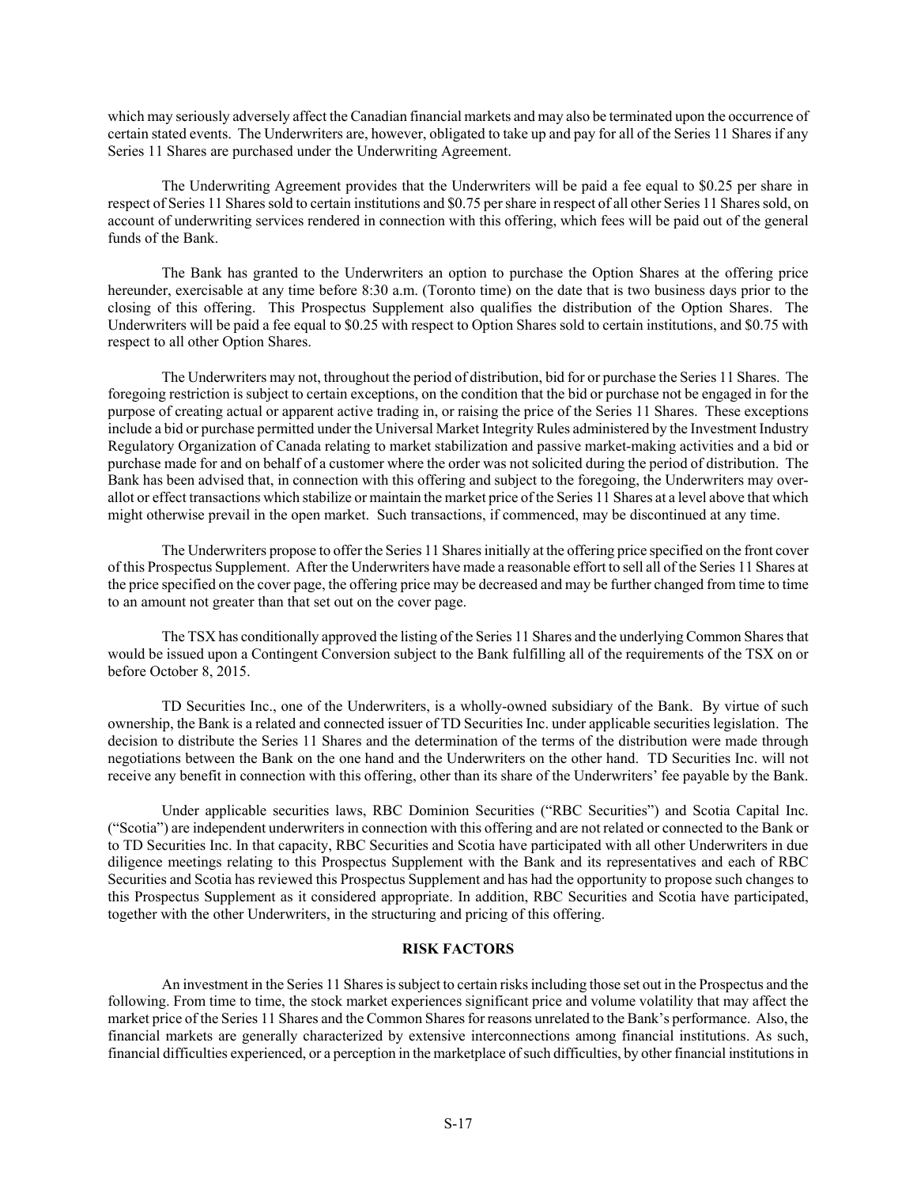which may seriously adversely affect the Canadian financial markets and may also be terminated upon the occurrence of certain stated events. The Underwriters are, however, obligated to take up and pay for all of the Series 11 Shares if any Series 11 Shares are purchased under the Underwriting Agreement.

The Underwriting Agreement provides that the Underwriters will be paid a fee equal to $0.25 per share in respect of Series 11 Shares sold to certain institutions and $0.75 per share in respect of all other Series 11 Shares sold, on account of underwriting services rendered in connection with this offering, which fees will be paid out of the general funds of the Bank.

The Bank has granted to the Underwriters an option to purchase the Option Shares at the offering price hereunder, exercisable at any time before 8:30 a.m. (Toronto time) on the date that is two business days prior to the closing of this offering. This Prospectus Supplement also qualifies the distribution of the Option Shares. The Underwriters will be paid a fee equal to $0.25 with respect to Option Shares sold to certain institutions, and $0.75 with respect to all other Option Shares.

The Underwriters may not, throughout the period of distribution, bid for or purchase the Series 11 Shares. The foregoing restriction is subject to certain exceptions, on the condition that the bid or purchase not be engaged in for the purpose of creating actual or apparent active trading in, or raising the price of the Series 11 Shares. These exceptions include a bid or purchase permitted under the Universal Market Integrity Rules administered by the Investment Industry Regulatory Organization of Canada relating to market stabilization and passive market-making activities and a bid or purchase made for and on behalf of a customer where the order was not solicited during the period of distribution. The Bank has been advised that, in connection with this offering and subject to the foregoing, the Underwriters may over-allot or effect transactions which stabilize or maintain the market price of the Series 11 Shares at a level above that which might otherwise prevail in the open market. Such transactions, if commenced, may be discontinued at any time.

The Underwriters propose to offer the Series 11 Shares initially at the offering price specified on the front cover of this Prospectus Supplement. After the Underwriters have made a reasonable effort to sell all of the Series 11 Shares at the price specified on the cover page, the offering price may be decreased and may be further changed from time to time to an amount not greater than that set out on the cover page.

The TSX has conditionally approved the listing of the Series 11 Shares and the underlying Common Shares that would be issued upon a Contingent Conversion subject to the Bank fulfilling all of the requirements of the TSX on or before October 8, 2015.

TD Securities Inc., one of the Underwriters, is a wholly-owned subsidiary of the Bank. By virtue of such ownership, the Bank is a related and connected issuer of TD Securities Inc. under applicable securities legislation. The decision to distribute the Series 11 Shares and the determination of the terms of the distribution were made through negotiations between the Bank on the one hand and the Underwriters on the other hand. TD Securities Inc. will not receive any benefit in connection with this offering, other than its share of the Underwriters' fee payable by the Bank.

Under applicable securities laws, RBC Dominion Securities ("RBC Securities") and Scotia Capital Inc. ("Scotia") are independent underwriters in connection with this offering and are not related or connected to the Bank or to TD Securities Inc. In that capacity, RBC Securities and Scotia have participated with all other Underwriters in due diligence meetings relating to this Prospectus Supplement with the Bank and its representatives and each of RBC Securities and Scotia has reviewed this Prospectus Supplement and has had the opportunity to propose such changes to this Prospectus Supplement as it considered appropriate. In addition, RBC Securities and Scotia have participated, together with the other Underwriters, in the structuring and pricing of this offering.

## RISK FACTORS

An investment in the Series 11 Shares is subject to certain risks including those set out in the Prospectus and the following. From time to time, the stock market experiences significant price and volume volatility that may affect the market price of the Series 11 Shares and the Common Shares for reasons unrelated to the Bank's performance. Also, the financial markets are generally characterized by extensive interconnections among financial institutions. As such, financial difficulties experienced, or a perception in the marketplace of such difficulties, by other financial institutions in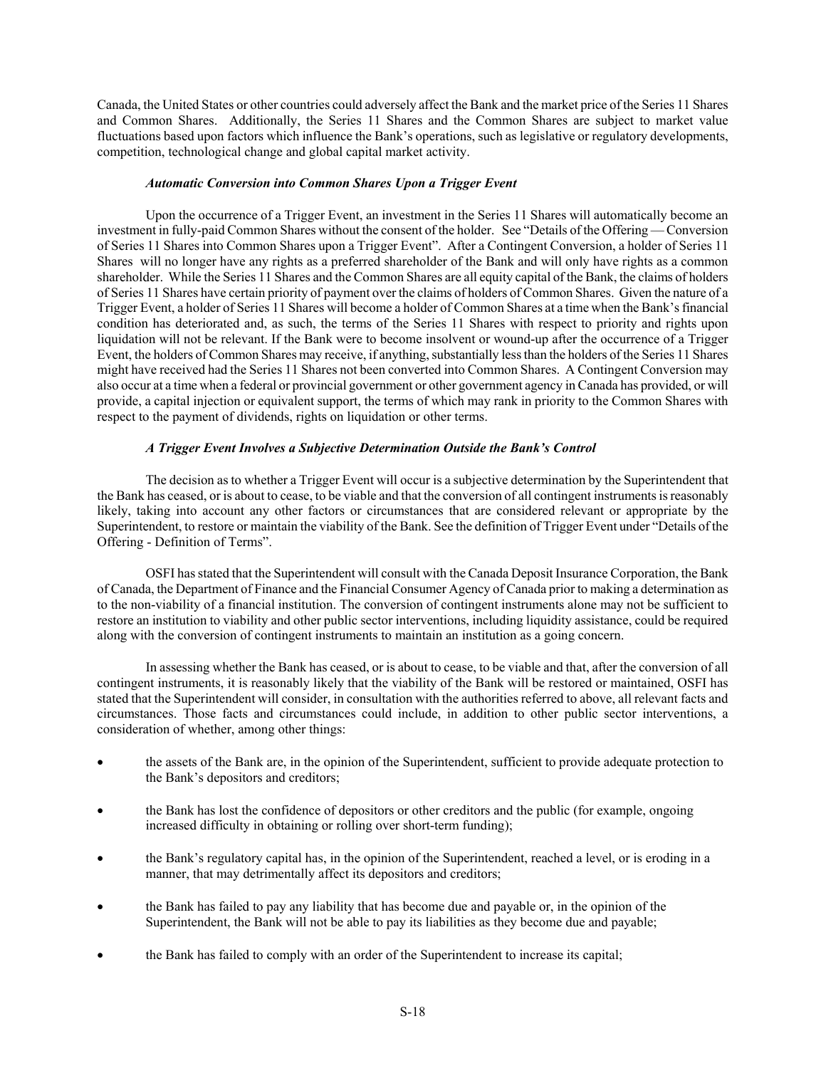Canada, the United States or other countries could adversely affect the Bank and the market price of the Series 11 Shares and Common Shares. Additionally, the Series 11 Shares and the Common Shares are subject to market value fluctuations based upon factors which influence the Bank's operations, such as legislative or regulatory developments, competition, technological change and global capital market activity.

### *Automatic Conversion into Common Shares Upon a Trigger Event*

Upon the occurrence of a Trigger Event, an investment in the Series 11 Shares will automatically become an investment in fully-paid Common Shares without the consent of the holder. See "Details of the Offering — Conversion of Series 11 Shares into Common Shares upon a Trigger Event". After a Contingent Conversion, a holder of Series 11 Shares will no longer have any rights as a preferred shareholder of the Bank and will only have rights as a common shareholder. While the Series 11 Shares and the Common Shares are all equity capital of the Bank, the claims of holders of Series 11 Shares have certain priority of payment over the claims of holders of Common Shares. Given the nature of a Trigger Event, a holder of Series 11 Shares will become a holder of Common Shares at a time when the Bank's financial condition has deteriorated and, as such, the terms of the Series 11 Shares with respect to priority and rights upon liquidation will not be relevant. If the Bank were to become insolvent or wound-up after the occurrence of a Trigger Event, the holders of Common Shares may receive, if anything, substantially less than the holders of the Series 11 Shares might have received had the Series 11 Shares not been converted into Common Shares. A Contingent Conversion may also occur at a time when a federal or provincial government or other government agency in Canada has provided, or will provide, a capital injection or equivalent support, the terms of which may rank in priority to the Common Shares with respect to the payment of dividends, rights on liquidation or other terms.

### *A Trigger Event Involves a Subjective Determination Outside the Bank's Control*

The decision as to whether a Trigger Event will occur is a subjective determination by the Superintendent that the Bank has ceased, or is about to cease, to be viable and that the conversion of all contingent instruments is reasonably likely, taking into account any other factors or circumstances that are considered relevant or appropriate by the Superintendent, to restore or maintain the viability of the Bank. See the definition of Trigger Event under "Details of the Offering - Definition of Terms".

OSFI has stated that the Superintendent will consult with the Canada Deposit Insurance Corporation, the Bank of Canada, the Department of Finance and the Financial Consumer Agency of Canada prior to making a determination as to the non-viability of a financial institution. The conversion of contingent instruments alone may not be sufficient to restore an institution to viability and other public sector interventions, including liquidity assistance, could be required along with the conversion of contingent instruments to maintain an institution as a going concern.

In assessing whether the Bank has ceased, or is about to cease, to be viable and that, after the conversion of all contingent instruments, it is reasonably likely that the viability of the Bank will be restored or maintained, OSFI has stated that the Superintendent will consider, in consultation with the authorities referred to above, all relevant facts and circumstances. Those facts and circumstances could include, in addition to other public sector interventions, a consideration of whether, among other things:

- the assets of the Bank are, in the opinion of the Superintendent, sufficient to provide adequate protection to the Bank's depositors and creditors;
- the Bank has lost the confidence of depositors or other creditors and the public (for example, ongoing increased difficulty in obtaining or rolling over short-term funding);
- the Bank's regulatory capital has, in the opinion of the Superintendent, reached a level, or is eroding in a manner, that may detrimentally affect its depositors and creditors;
- the Bank has failed to pay any liability that has become due and payable or, in the opinion of the Superintendent, the Bank will not be able to pay its liabilities as they become due and payable;
- the Bank has failed to comply with an order of the Superintendent to increase its capital;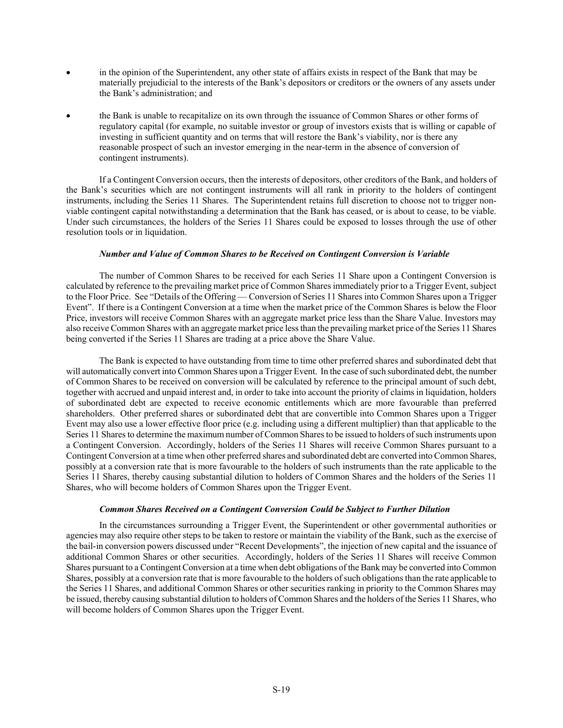- in the opinion of the Superintendent, any other state of affairs exists in respect of the Bank that may be materially prejudicial to the interests of the Bank's depositors or creditors or the owners of any assets under the Bank's administration; and
- the Bank is unable to recapitalize on its own through the issuance of Common Shares or other forms of regulatory capital (for example, no suitable investor or group of investors exists that is willing or capable of investing in sufficient quantity and on terms that will restore the Bank's viability, nor is there any reasonable prospect of such an investor emerging in the near-term in the absence of conversion of contingent instruments).

If a Contingent Conversion occurs, then the interests of depositors, other creditors of the Bank, and holders of the Bank's securities which are not contingent instruments will all rank in priority to the holders of contingent instruments, including the Series 11 Shares. The Superintendent retains full discretion to choose not to trigger non-viable contingent capital notwithstanding a determination that the Bank has ceased, or is about to cease, to be viable. Under such circumstances, the holders of the Series 11 Shares could be exposed to losses through the use of other resolution tools or in liquidation.

***Number and Value of Common Shares to be Received on Contingent Conversion is Variable***

The number of Common Shares to be received for each Series 11 Share upon a Contingent Conversion is calculated by reference to the prevailing market price of Common Shares immediately prior to a Trigger Event, subject to the Floor Price. See "Details of the Offering — Conversion of Series 11 Shares into Common Shares upon a Trigger Event". If there is a Contingent Conversion at a time when the market price of the Common Shares is below the Floor Price, investors will receive Common Shares with an aggregate market price less than the Share Value. Investors may also receive Common Shares with an aggregate market price less than the prevailing market price of the Series 11 Shares being converted if the Series 11 Shares are trading at a price above the Share Value.

The Bank is expected to have outstanding from time to time other preferred shares and subordinated debt that will automatically convert into Common Shares upon a Trigger Event. In the case of such subordinated debt, the number of Common Shares to be received on conversion will be calculated by reference to the principal amount of such debt, together with accrued and unpaid interest and, in order to take into account the priority of claims in liquidation, holders of subordinated debt are expected to receive economic entitlements which are more favourable than preferred shareholders. Other preferred shares or subordinated debt that are convertible into Common Shares upon a Trigger Event may also use a lower effective floor price (e.g. including using a different multiplier) than that applicable to the Series 11 Shares to determine the maximum number of Common Shares to be issued to holders of such instruments upon a Contingent Conversion. Accordingly, holders of the Series 11 Shares will receive Common Shares pursuant to a Contingent Conversion at a time when other preferred shares and subordinated debt are converted into Common Shares, possibly at a conversion rate that is more favourable to the holders of such instruments than the rate applicable to the Series 11 Shares, thereby causing substantial dilution to holders of Common Shares and the holders of the Series 11 Shares, who will become holders of Common Shares upon the Trigger Event.

***Common Shares Received on a Contingent Conversion Could be Subject to Further Dilution***

In the circumstances surrounding a Trigger Event, the Superintendent or other governmental authorities or agencies may also require other steps to be taken to restore or maintain the viability of the Bank, such as the exercise of the bail-in conversion powers discussed under "Recent Developments", the injection of new capital and the issuance of additional Common Shares or other securities. Accordingly, holders of the Series 11 Shares will receive Common Shares pursuant to a Contingent Conversion at a time when debt obligations of the Bank may be converted into Common Shares, possibly at a conversion rate that is more favourable to the holders of such obligations than the rate applicable to the Series 11 Shares, and additional Common Shares or other securities ranking in priority to the Common Shares may be issued, thereby causing substantial dilution to holders of Common Shares and the holders of the Series 11 Shares, who will become holders of Common Shares upon the Trigger Event.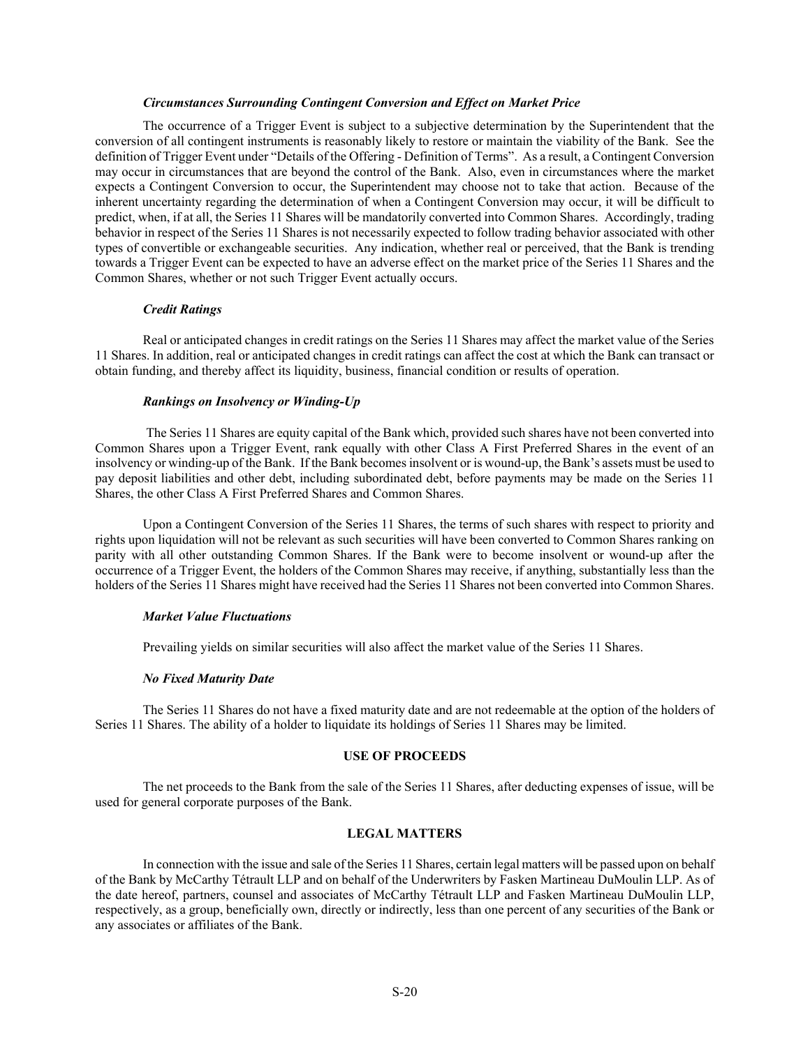*Circumstances Surrounding Contingent Conversion and Effect on Market Price*

The occurrence of a Trigger Event is subject to a subjective determination by the Superintendent that the conversion of all contingent instruments is reasonably likely to restore or maintain the viability of the Bank. See the definition of Trigger Event under "Details of the Offering - Definition of Terms". As a result, a Contingent Conversion may occur in circumstances that are beyond the control of the Bank. Also, even in circumstances where the market expects a Contingent Conversion to occur, the Superintendent may choose not to take that action. Because of the inherent uncertainty regarding the determination of when a Contingent Conversion may occur, it will be difficult to predict, when, if at all, the Series 11 Shares will be mandatorily converted into Common Shares. Accordingly, trading behavior in respect of the Series 11 Shares is not necessarily expected to follow trading behavior associated with other types of convertible or exchangeable securities. Any indication, whether real or perceived, that the Bank is trending towards a Trigger Event can be expected to have an adverse effect on the market price of the Series 11 Shares and the Common Shares, whether or not such Trigger Event actually occurs.

*Credit Ratings*

Real or anticipated changes in credit ratings on the Series 11 Shares may affect the market value of the Series 11 Shares. In addition, real or anticipated changes in credit ratings can affect the cost at which the Bank can transact or obtain funding, and thereby affect its liquidity, business, financial condition or results of operation.

*Rankings on Insolvency or Winding-Up*

The Series 11 Shares are equity capital of the Bank which, provided such shares have not been converted into Common Shares upon a Trigger Event, rank equally with other Class A First Preferred Shares in the event of an insolvency or winding-up of the Bank. If the Bank becomes insolvent or is wound-up, the Bank's assets must be used to pay deposit liabilities and other debt, including subordinated debt, before payments may be made on the Series 11 Shares, the other Class A First Preferred Shares and Common Shares.

Upon a Contingent Conversion of the Series 11 Shares, the terms of such shares with respect to priority and rights upon liquidation will not be relevant as such securities will have been converted to Common Shares ranking on parity with all other outstanding Common Shares. If the Bank were to become insolvent or wound-up after the occurrence of a Trigger Event, the holders of the Common Shares may receive, if anything, substantially less than the holders of the Series 11 Shares might have received had the Series 11 Shares not been converted into Common Shares.

*Market Value Fluctuations*

Prevailing yields on similar securities will also affect the market value of the Series 11 Shares.

*No Fixed Maturity Date*

The Series 11 Shares do not have a fixed maturity date and are not redeemable at the option of the holders of Series 11 Shares. The ability of a holder to liquidate its holdings of Series 11 Shares may be limited.

## USE OF PROCEEDS

The net proceeds to the Bank from the sale of the Series 11 Shares, after deducting expenses of issue, will be used for general corporate purposes of the Bank.

## LEGAL MATTERS

In connection with the issue and sale of the Series 11 Shares, certain legal matters will be passed upon on behalf of the Bank by McCarthy Tétrault LLP and on behalf of the Underwriters by Fasken Martineau DuMoulin LLP. As of the date hereof, partners, counsel and associates of McCarthy Tétrault LLP and Fasken Martineau DuMoulin LLP, respectively, as a group, beneficially own, directly or indirectly, less than one percent of any securities of the Bank or any associates or affiliates of the Bank.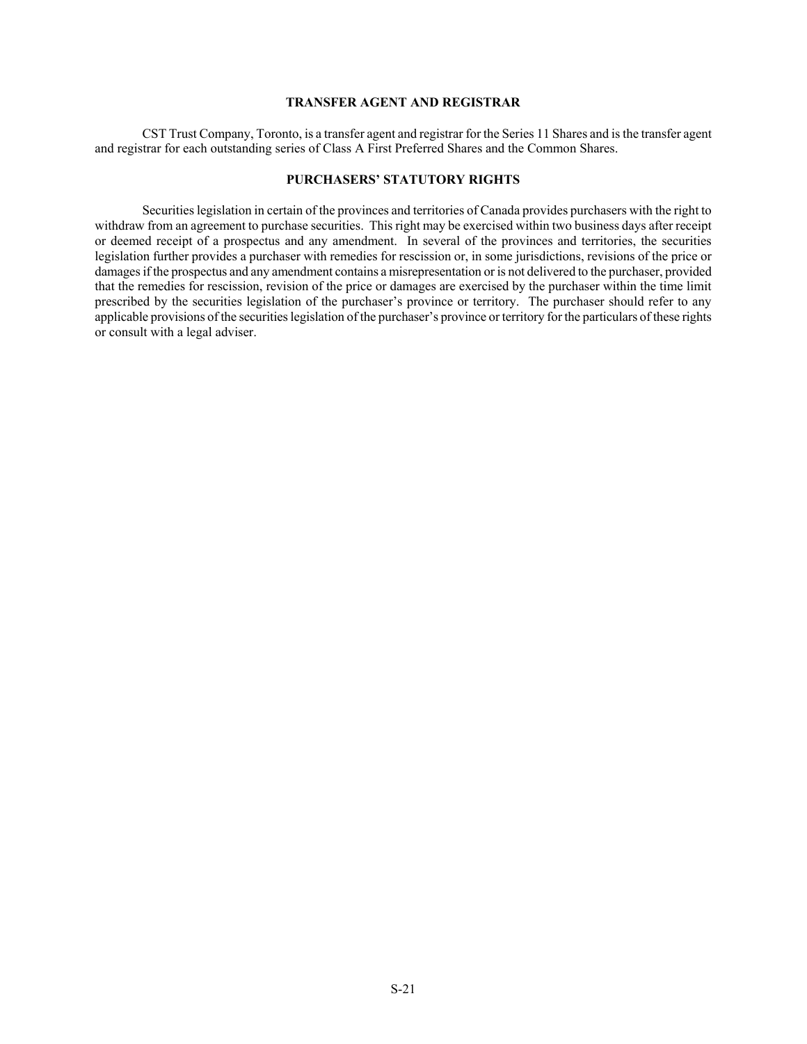## TRANSFER AGENT AND REGISTRAR

CST Trust Company, Toronto, is a transfer agent and registrar for the Series 11 Shares and is the transfer agent and registrar for each outstanding series of Class A First Preferred Shares and the Common Shares.

## PURCHASERS' STATUTORY RIGHTS

Securities legislation in certain of the provinces and territories of Canada provides purchasers with the right to withdraw from an agreement to purchase securities. This right may be exercised within two business days after receipt or deemed receipt of a prospectus and any amendment. In several of the provinces and territories, the securities legislation further provides a purchaser with remedies for rescission or, in some jurisdictions, revisions of the price or damages if the prospectus and any amendment contains a misrepresentation or is not delivered to the purchaser, provided that the remedies for rescission, revision of the price or damages are exercised by the purchaser within the time limit prescribed by the securities legislation of the purchaser's province or territory. The purchaser should refer to any applicable provisions of the securities legislation of the purchaser's province or territory for the particulars of these rights or consult with a legal adviser.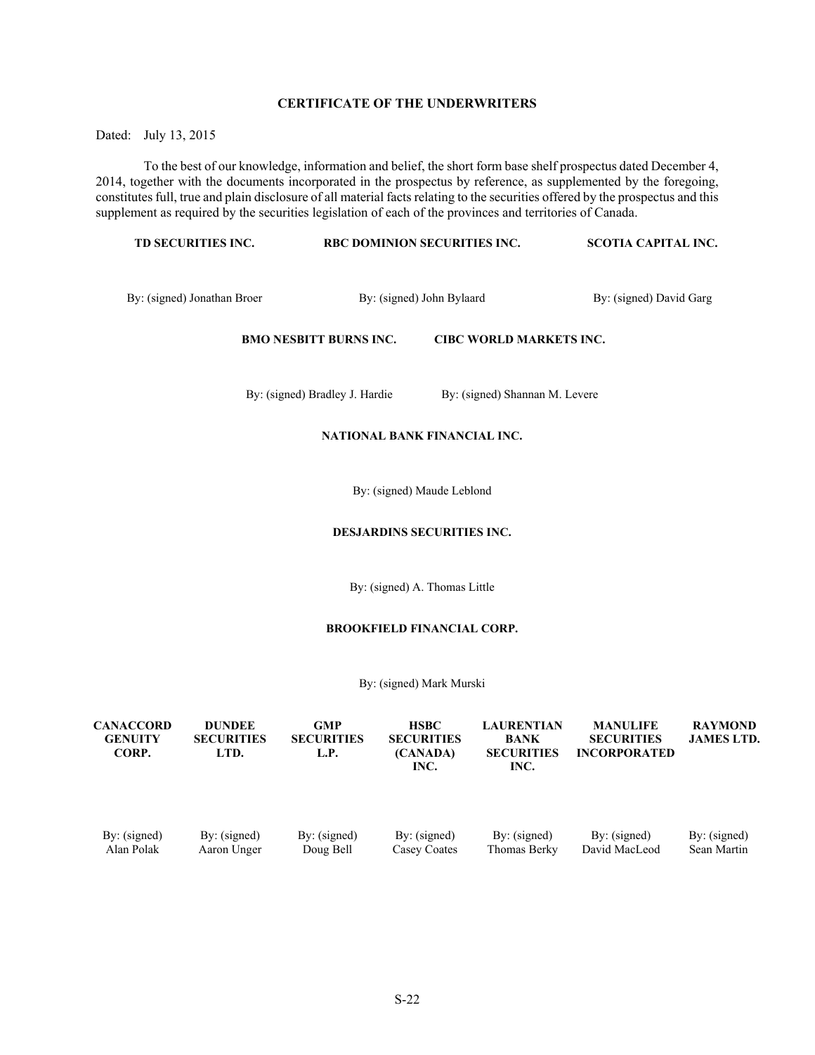## CERTIFICATE OF THE UNDERWRITERS

Dated: July 13, 2015

To the best of our knowledge, information and belief, the short form base shelf prospectus dated December 4, 2014, together with the documents incorporated in the prospectus by reference, as supplemented by the foregoing, constitutes full, true and plain disclosure of all material facts relating to the securities offered by the prospectus and this supplement as required by the securities legislation of each of the provinces and territories of Canada.

| **TD SECURITIES INC.** | **RBC DOMINION SECURITIES INC.** | **SCOTIA CAPITAL INC.** |
|---|---|---|
| By: (signed) Jonathan Broer | By: (signed) John Bylaard | By: (signed) David Garg |

| **BMO NESBITT BURNS INC.** | **CIBC WORLD MARKETS INC.** |
|---|---|
| By: (signed) Bradley J. Hardie | By: (signed) Shannan M. Levere |

**NATIONAL BANK FINANCIAL INC.**

By: (signed) Maude Leblond

**DESJARDINS SECURITIES INC.**

By: (signed) A. Thomas Little

**BROOKFIELD FINANCIAL CORP.**

By: (signed) Mark Murski

| **CANACCORD GENUITY CORP.** | **DUNDEE SECURITIES LTD.** | **GMP SECURITIES L.P.** | **HSBC SECURITIES (CANADA) INC.** | **LAURENTIAN BANK SECURITIES INC.** | **MANULIFE SECURITIES INCORPORATED** | **RAYMOND JAMES LTD.** |
|---|---|---|---|---|---|---|
| By: (signed) Alan Polak | By: (signed) Aaron Unger | By: (signed) Doug Bell | By: (signed) Casey Coates | By: (signed) Thomas Berky | By: (signed) David MacLeod | By: (signed) Sean Martin |